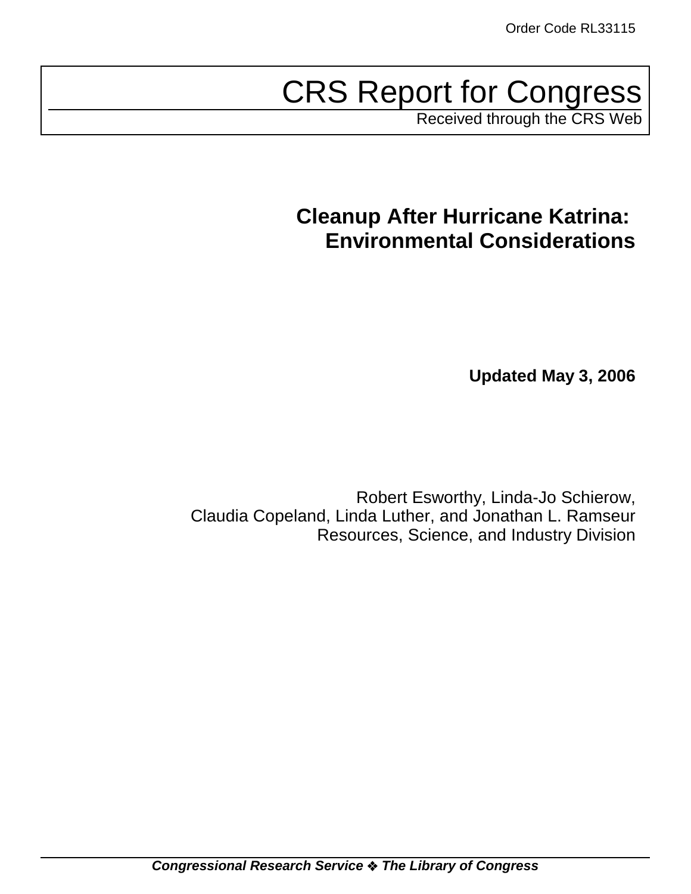Order Code RL33115

# CRS Report for Congress

Received through the CRS Web

## Cleanup After Hurricane Katrina: Environmental Considerations

**Updated May 3, 2006**

Robert Esworthy, Linda-Jo Schierow,
Claudia Copeland, Linda Luther, and Jonathan L. Ramseur
Resources, Science, and Industry Division

***Congressional Research Service ❖ The Library of Congress***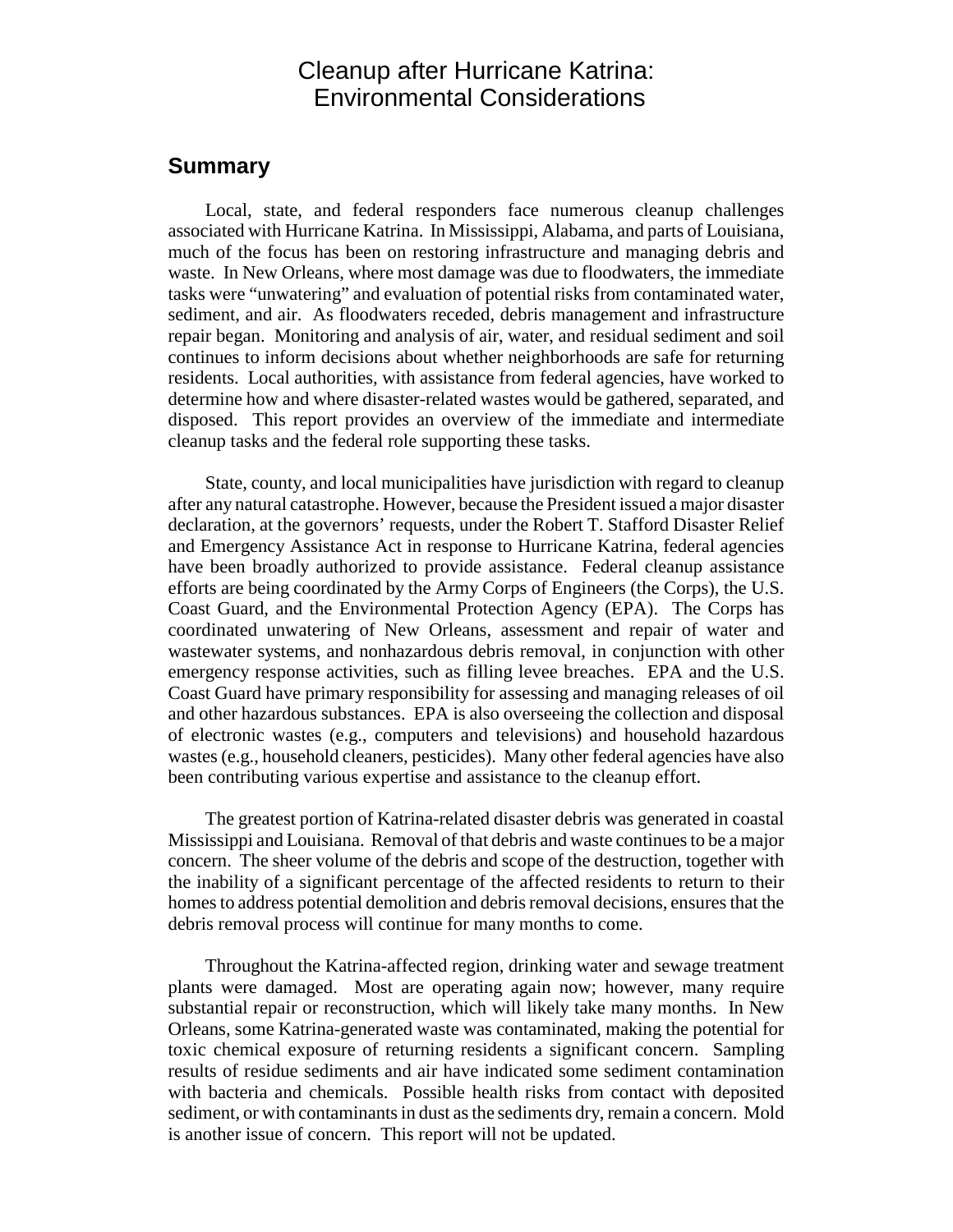# Cleanup after Hurricane Katrina: Environmental Considerations

## Summary

Local, state, and federal responders face numerous cleanup challenges associated with Hurricane Katrina. In Mississippi, Alabama, and parts of Louisiana, much of the focus has been on restoring infrastructure and managing debris and waste. In New Orleans, where most damage was due to floodwaters, the immediate tasks were "unwatering" and evaluation of potential risks from contaminated water, sediment, and air. As floodwaters receded, debris management and infrastructure repair began. Monitoring and analysis of air, water, and residual sediment and soil continues to inform decisions about whether neighborhoods are safe for returning residents. Local authorities, with assistance from federal agencies, have worked to determine how and where disaster-related wastes would be gathered, separated, and disposed. This report provides an overview of the immediate and intermediate cleanup tasks and the federal role supporting these tasks.

State, county, and local municipalities have jurisdiction with regard to cleanup after any natural catastrophe. However, because the President issued a major disaster declaration, at the governors' requests, under the Robert T. Stafford Disaster Relief and Emergency Assistance Act in response to Hurricane Katrina, federal agencies have been broadly authorized to provide assistance. Federal cleanup assistance efforts are being coordinated by the Army Corps of Engineers (the Corps), the U.S. Coast Guard, and the Environmental Protection Agency (EPA). The Corps has coordinated unwatering of New Orleans, assessment and repair of water and wastewater systems, and nonhazardous debris removal, in conjunction with other emergency response activities, such as filling levee breaches. EPA and the U.S. Coast Guard have primary responsibility for assessing and managing releases of oil and other hazardous substances. EPA is also overseeing the collection and disposal of electronic wastes (e.g., computers and televisions) and household hazardous wastes (e.g., household cleaners, pesticides). Many other federal agencies have also been contributing various expertise and assistance to the cleanup effort.

The greatest portion of Katrina-related disaster debris was generated in coastal Mississippi and Louisiana. Removal of that debris and waste continues to be a major concern. The sheer volume of the debris and scope of the destruction, together with the inability of a significant percentage of the affected residents to return to their homes to address potential demolition and debris removal decisions, ensures that the debris removal process will continue for many months to come.

Throughout the Katrina-affected region, drinking water and sewage treatment plants were damaged. Most are operating again now; however, many require substantial repair or reconstruction, which will likely take many months. In New Orleans, some Katrina-generated waste was contaminated, making the potential for toxic chemical exposure of returning residents a significant concern. Sampling results of residue sediments and air have indicated some sediment contamination with bacteria and chemicals. Possible health risks from contact with deposited sediment, or with contaminants in dust as the sediments dry, remain a concern. Mold is another issue of concern. This report will not be updated.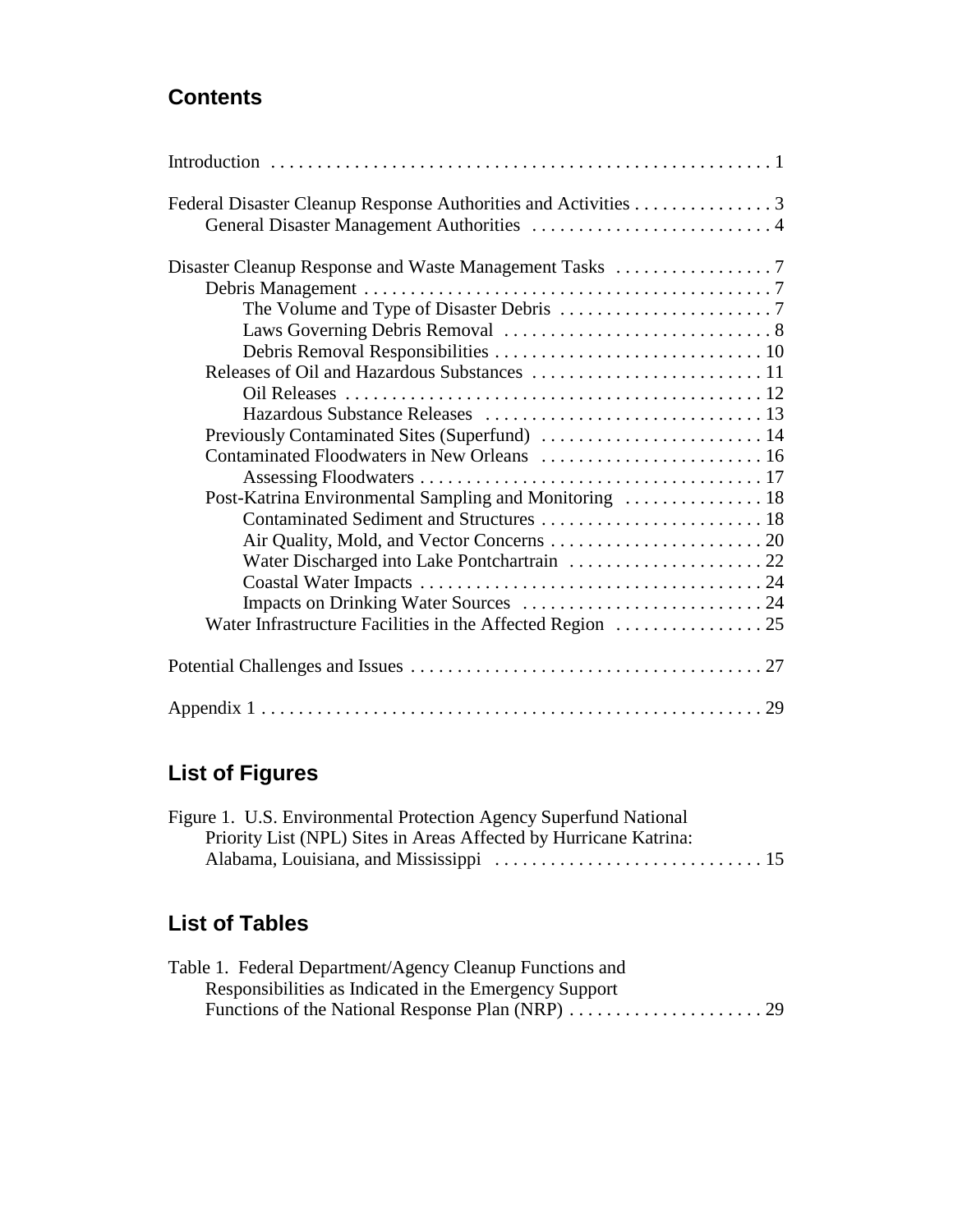## Contents

Introduction . . . . . . . . . . . . . . . . . . . . . . . . . . . . . . . . . . . . . . . . . . . . . . . . . . . . 1

Federal Disaster Cleanup Response Authorities and Activities . . . . . . . . . . . . . . . 3
- General Disaster Management Authorities . . . . . . . . . . . . . . . . . . . . . . . . . . 4

Disaster Cleanup Response and Waste Management Tasks . . . . . . . . . . . . . . . . . 7
- Debris Management . . . . . . . . . . . . . . . . . . . . . . . . . . . . . . . . . . . . . . . . . . . . 7
  - The Volume and Type of Disaster Debris . . . . . . . . . . . . . . . . . . . . . . . 7
  - Laws Governing Debris Removal . . . . . . . . . . . . . . . . . . . . . . . . . . . . 8
  - Debris Removal Responsibilities . . . . . . . . . . . . . . . . . . . . . . . . . . . . . 10
- Releases of Oil and Hazardous Substances . . . . . . . . . . . . . . . . . . . . . . . . . 11
  - Oil Releases . . . . . . . . . . . . . . . . . . . . . . . . . . . . . . . . . . . . . . . . . . . . 12
  - Hazardous Substance Releases . . . . . . . . . . . . . . . . . . . . . . . . . . . . . . 13
- Previously Contaminated Sites (Superfund) . . . . . . . . . . . . . . . . . . . . . . . . 14
- Contaminated Floodwaters in New Orleans . . . . . . . . . . . . . . . . . . . . . . . . 16
  - Assessing Floodwaters . . . . . . . . . . . . . . . . . . . . . . . . . . . . . . . . . . . . . 17
- Post-Katrina Environmental Sampling and Monitoring . . . . . . . . . . . . . . . 18
  - Contaminated Sediment and Structures . . . . . . . . . . . . . . . . . . . . . . . . 18
  - Air Quality, Mold, and Vector Concerns . . . . . . . . . . . . . . . . . . . . . . . 20
  - Water Discharged into Lake Pontchartrain . . . . . . . . . . . . . . . . . . . . . 22
  - Coastal Water Impacts . . . . . . . . . . . . . . . . . . . . . . . . . . . . . . . . . . . . 24
  - Impacts on Drinking Water Sources . . . . . . . . . . . . . . . . . . . . . . . . . . 24
- Water Infrastructure Facilities in the Affected Region . . . . . . . . . . . . . . . . 25

Potential Challenges and Issues . . . . . . . . . . . . . . . . . . . . . . . . . . . . . . . . . . . . . . 27

Appendix 1 . . . . . . . . . . . . . . . . . . . . . . . . . . . . . . . . . . . . . . . . . . . . . . . . . . . . . 29

## List of Figures

Figure 1. U.S. Environmental Protection Agency Superfund National Priority List (NPL) Sites in Areas Affected by Hurricane Katrina: Alabama, Louisiana, and Mississippi . . . . . . . . . . . . . . . . . . . . . . . . . . . . . 15

## List of Tables

Table 1. Federal Department/Agency Cleanup Functions and Responsibilities as Indicated in the Emergency Support Functions of the National Response Plan (NRP) . . . . . . . . . . . . . . . . . . . . . 29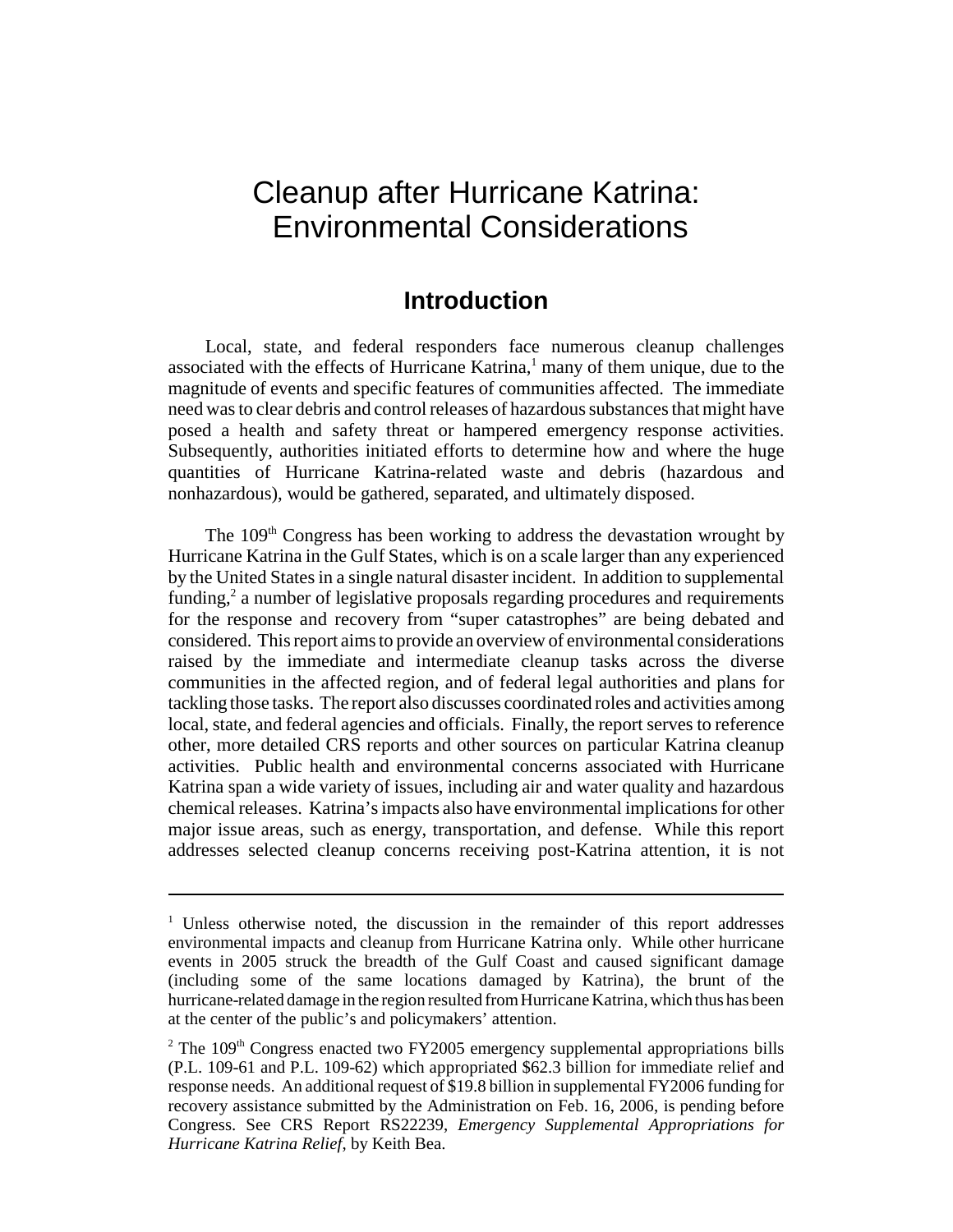# Cleanup after Hurricane Katrina: Environmental Considerations

## Introduction

Local, state, and federal responders face numerous cleanup challenges associated with the effects of Hurricane Katrina,[1] many of them unique, due to the magnitude of events and specific features of communities affected. The immediate need was to clear debris and control releases of hazardous substances that might have posed a health and safety threat or hampered emergency response activities. Subsequently, authorities initiated efforts to determine how and where the huge quantities of Hurricane Katrina-related waste and debris (hazardous and nonhazardous), would be gathered, separated, and ultimately disposed.

The 109th Congress has been working to address the devastation wrought by Hurricane Katrina in the Gulf States, which is on a scale larger than any experienced by the United States in a single natural disaster incident. In addition to supplemental funding,[2] a number of legislative proposals regarding procedures and requirements for the response and recovery from "super catastrophes" are being debated and considered. This report aims to provide an overview of environmental considerations raised by the immediate and intermediate cleanup tasks across the diverse communities in the affected region, and of federal legal authorities and plans for tackling those tasks. The report also discusses coordinated roles and activities among local, state, and federal agencies and officials. Finally, the report serves to reference other, more detailed CRS reports and other sources on particular Katrina cleanup activities. Public health and environmental concerns associated with Hurricane Katrina span a wide variety of issues, including air and water quality and hazardous chemical releases. Katrina's impacts also have environmental implications for other major issue areas, such as energy, transportation, and defense. While this report addresses selected cleanup concerns receiving post-Katrina attention, it is not

---

[1] Unless otherwise noted, the discussion in the remainder of this report addresses environmental impacts and cleanup from Hurricane Katrina only. While other hurricane events in 2005 struck the breadth of the Gulf Coast and caused significant damage (including some of the same locations damaged by Katrina), the brunt of the hurricane-related damage in the region resulted from Hurricane Katrina, which thus has been at the center of the public's and policymakers' attention.

[2] The 109th Congress enacted two FY2005 emergency supplemental appropriations bills (P.L. 109-61 and P.L. 109-62) which appropriated $62.3 billion for immediate relief and response needs. An additional request of $19.8 billion in supplemental FY2006 funding for recovery assistance submitted by the Administration on Feb. 16, 2006, is pending before Congress. See CRS Report RS22239, *Emergency Supplemental Appropriations for Hurricane Katrina Relief*, by Keith Bea.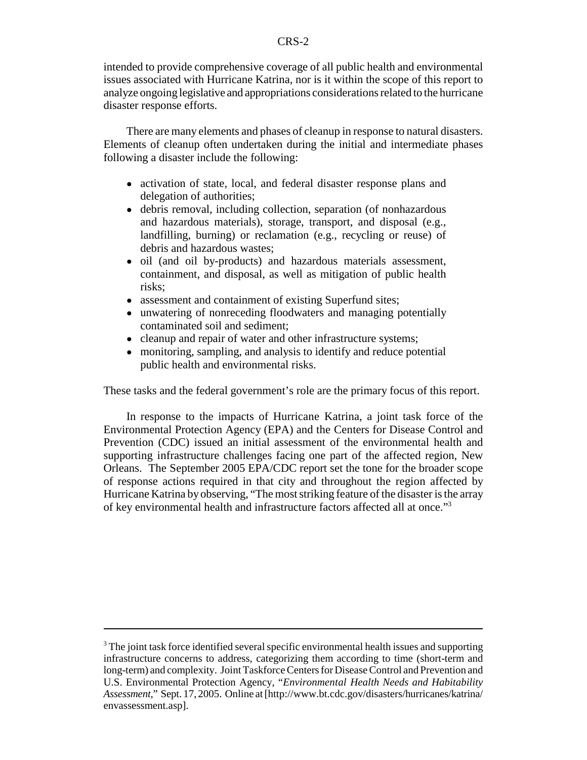intended to provide comprehensive coverage of all public health and environmental issues associated with Hurricane Katrina, nor is it within the scope of this report to analyze ongoing legislative and appropriations considerations related to the hurricane disaster response efforts.

There are many elements and phases of cleanup in response to natural disasters. Elements of cleanup often undertaken during the initial and intermediate phases following a disaster include the following:

- activation of state, local, and federal disaster response plans and delegation of authorities;
- debris removal, including collection, separation (of nonhazardous and hazardous materials), storage, transport, and disposal (e.g., landfilling, burning) or reclamation (e.g., recycling or reuse) of debris and hazardous wastes;
- oil (and oil by-products) and hazardous materials assessment, containment, and disposal, as well as mitigation of public health risks;
- assessment and containment of existing Superfund sites;
- unwatering of nonreceding floodwaters and managing potentially contaminated soil and sediment;
- cleanup and repair of water and other infrastructure systems;
- monitoring, sampling, and analysis to identify and reduce potential public health and environmental risks.

These tasks and the federal government's role are the primary focus of this report.

In response to the impacts of Hurricane Katrina, a joint task force of the Environmental Protection Agency (EPA) and the Centers for Disease Control and Prevention (CDC) issued an initial assessment of the environmental health and supporting infrastructure challenges facing one part of the affected region, New Orleans. The September 2005 EPA/CDC report set the tone for the broader scope of response actions required in that city and throughout the region affected by Hurricane Katrina by observing, "The most striking feature of the disaster is the array of key environmental health and infrastructure factors affected all at once."[3]

---

[3] The joint task force identified several specific environmental health issues and supporting infrastructure concerns to address, categorizing them according to time (short-term and long-term) and complexity. Joint Taskforce Centers for Disease Control and Prevention and U.S. Environmental Protection Agency, "*Environmental Health Needs and Habitability Assessment*," Sept. 17, 2005. Online at [http://www.bt.cdc.gov/disasters/hurricanes/katrina/envassessment.asp].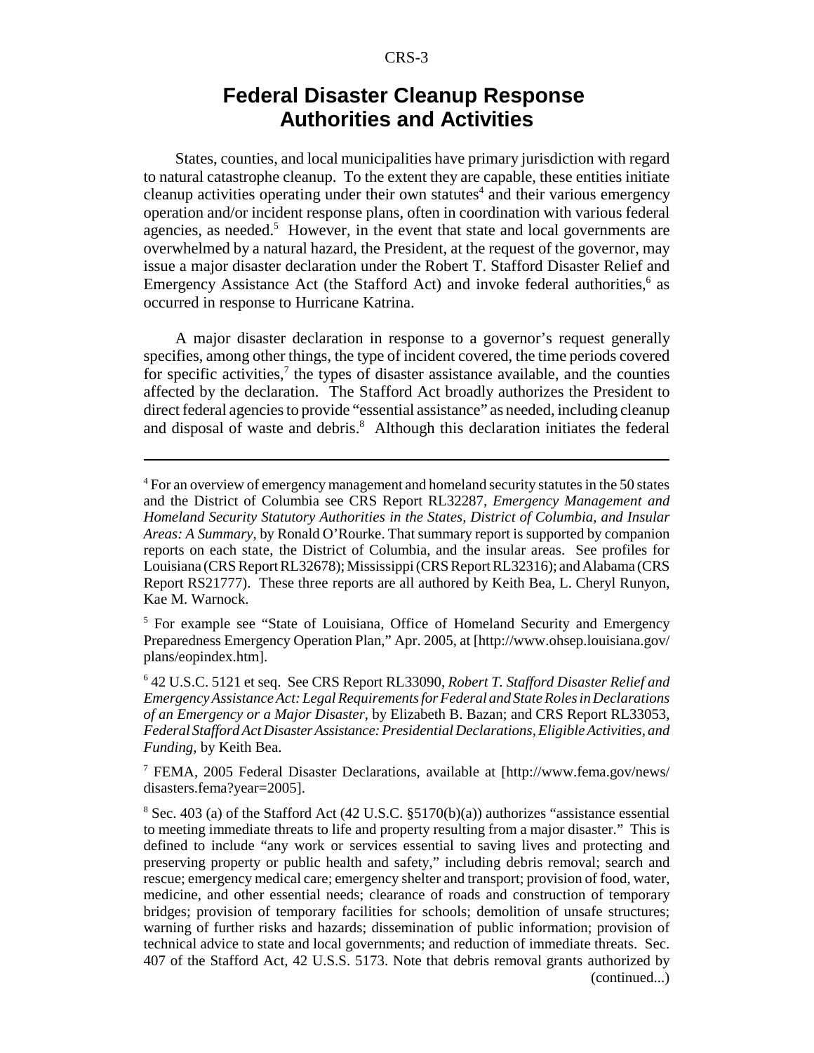## Federal Disaster Cleanup Response Authorities and Activities

States, counties, and local municipalities have primary jurisdiction with regard to natural catastrophe cleanup. To the extent they are capable, these entities initiate cleanup activities operating under their own statutes[4] and their various emergency operation and/or incident response plans, often in coordination with various federal agencies, as needed.[5] However, in the event that state and local governments are overwhelmed by a natural hazard, the President, at the request of the governor, may issue a major disaster declaration under the Robert T. Stafford Disaster Relief and Emergency Assistance Act (the Stafford Act) and invoke federal authorities,[6] as occurred in response to Hurricane Katrina.

A major disaster declaration in response to a governor's request generally specifies, among other things, the type of incident covered, the time periods covered for specific activities,[7] the types of disaster assistance available, and the counties affected by the declaration. The Stafford Act broadly authorizes the President to direct federal agencies to provide "essential assistance" as needed, including cleanup and disposal of waste and debris.[8] Although this declaration initiates the federal

---

[4] For an overview of emergency management and homeland security statutes in the 50 states and the District of Columbia see CRS Report RL32287, *Emergency Management and Homeland Security Statutory Authorities in the States, District of Columbia, and Insular Areas: A Summary*, by Ronald O'Rourke. That summary report is supported by companion reports on each state, the District of Columbia, and the insular areas. See profiles for Louisiana (CRS Report RL32678); Mississippi (CRS Report RL32316); and Alabama (CRS Report RS21777). These three reports are all authored by Keith Bea, L. Cheryl Runyon, Kae M. Warnock.

[5] For example see "State of Louisiana, Office of Homeland Security and Emergency Preparedness Emergency Operation Plan," Apr. 2005, at [http://www.ohsep.louisiana.gov/plans/eopindex.htm].

[6] 42 U.S.C. 5121 et seq. See CRS Report RL33090, *Robert T. Stafford Disaster Relief and Emergency Assistance Act: Legal Requirements for Federal and State Roles in Declarations of an Emergency or a Major Disaster*, by Elizabeth B. Bazan; and CRS Report RL33053, *Federal Stafford Act Disaster Assistance: Presidential Declarations, Eligible Activities, and Funding*, by Keith Bea.

[7] FEMA, 2005 Federal Disaster Declarations, available at [http://www.fema.gov/news/disasters.fema?year=2005].

[8] Sec. 403 (a) of the Stafford Act (42 U.S.C. §5170(b)(a)) authorizes "assistance essential to meeting immediate threats to life and property resulting from a major disaster." This is defined to include "any work or services essential to saving lives and protecting and preserving property or public health and safety," including debris removal; search and rescue; emergency medical care; emergency shelter and transport; provision of food, water, medicine, and other essential needs; clearance of roads and construction of temporary bridges; provision of temporary facilities for schools; demolition of unsafe structures; warning of further risks and hazards; dissemination of public information; provision of technical advice to state and local governments; and reduction of immediate threats. Sec. 407 of the Stafford Act, 42 U.S.S. 5173. Note that debris removal grants authorized by (continued...)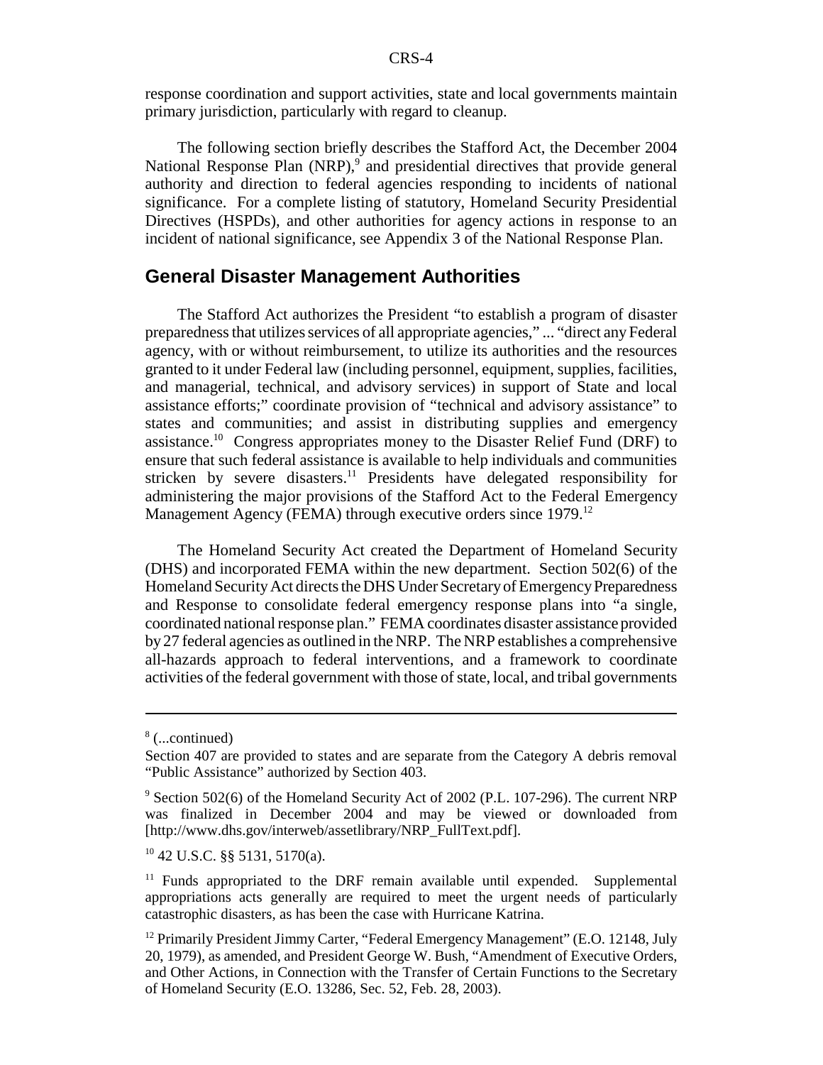response coordination and support activities, state and local governments maintain primary jurisdiction, particularly with regard to cleanup.

The following section briefly describes the Stafford Act, the December 2004 National Response Plan (NRP),[9] and presidential directives that provide general authority and direction to federal agencies responding to incidents of national significance. For a complete listing of statutory, Homeland Security Presidential Directives (HSPDs), and other authorities for agency actions in response to an incident of national significance, see Appendix 3 of the National Response Plan.

## General Disaster Management Authorities

The Stafford Act authorizes the President "to establish a program of disaster preparedness that utilizes services of all appropriate agencies," ... "direct any Federal agency, with or without reimbursement, to utilize its authorities and the resources granted to it under Federal law (including personnel, equipment, supplies, facilities, and managerial, technical, and advisory services) in support of State and local assistance efforts;" coordinate provision of "technical and advisory assistance" to states and communities; and assist in distributing supplies and emergency assistance.[10] Congress appropriates money to the Disaster Relief Fund (DRF) to ensure that such federal assistance is available to help individuals and communities stricken by severe disasters.[11] Presidents have delegated responsibility for administering the major provisions of the Stafford Act to the Federal Emergency Management Agency (FEMA) through executive orders since 1979.[12]

The Homeland Security Act created the Department of Homeland Security (DHS) and incorporated FEMA within the new department. Section 502(6) of the Homeland Security Act directs the DHS Under Secretary of Emergency Preparedness and Response to consolidate federal emergency response plans into "a single, coordinated national response plan." FEMA coordinates disaster assistance provided by 27 federal agencies as outlined in the NRP. The NRP establishes a comprehensive all-hazards approach to federal interventions, and a framework to coordinate activities of the federal government with those of state, local, and tribal governments

---

[8] (...continued)
Section 407 are provided to states and are separate from the Category A debris removal "Public Assistance" authorized by Section 403.

[9] Section 502(6) of the Homeland Security Act of 2002 (P.L. 107-296). The current NRP was finalized in December 2004 and may be viewed or downloaded from [http://www.dhs.gov/interweb/assetlibrary/NRP_FullText.pdf].

[10] 42 U.S.C. §§ 5131, 5170(a).

[11] Funds appropriated to the DRF remain available until expended. Supplemental appropriations acts generally are required to meet the urgent needs of particularly catastrophic disasters, as has been the case with Hurricane Katrina.

[12] Primarily President Jimmy Carter, "Federal Emergency Management" (E.O. 12148, July 20, 1979), as amended, and President George W. Bush, "Amendment of Executive Orders, and Other Actions, in Connection with the Transfer of Certain Functions to the Secretary of Homeland Security (E.O. 13286, Sec. 52, Feb. 28, 2003).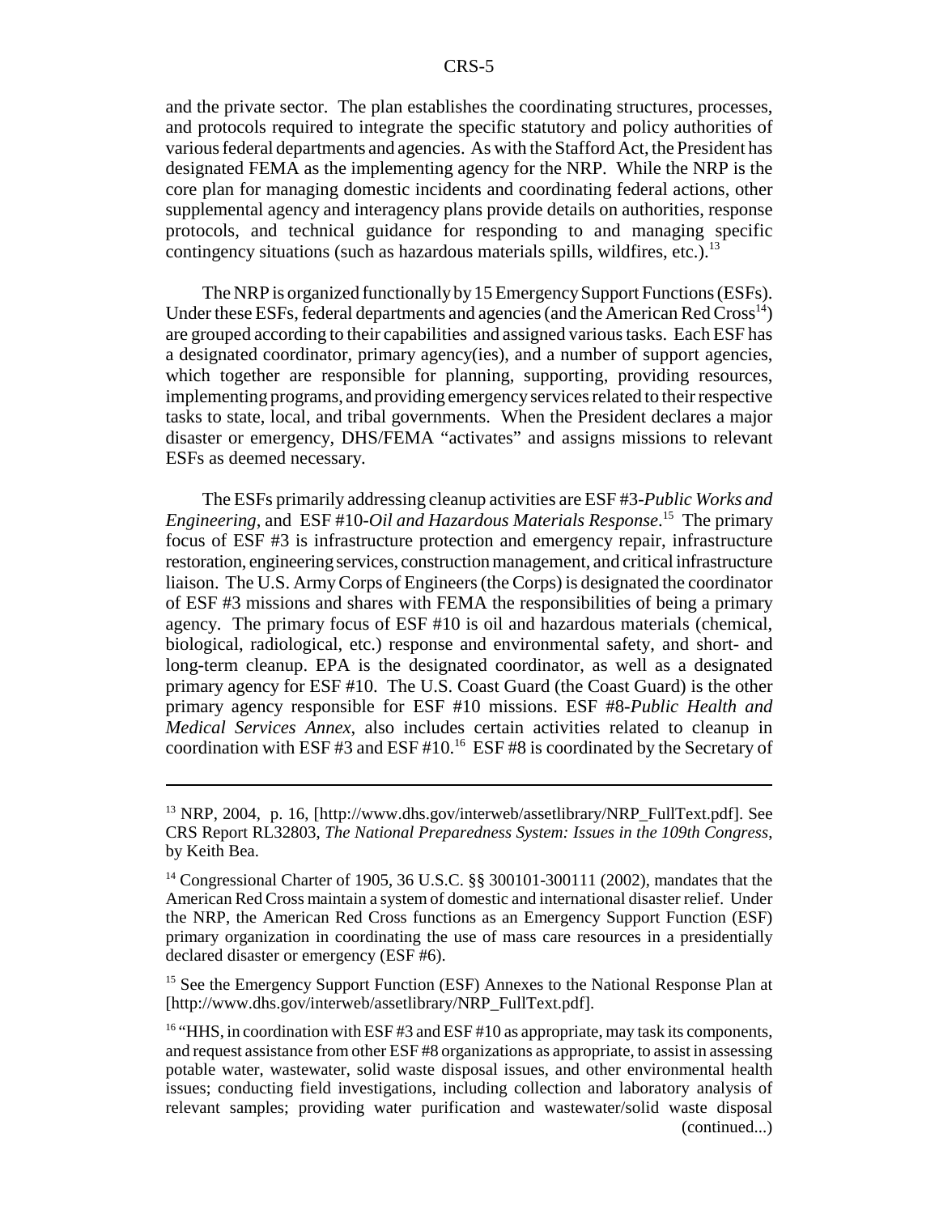and the private sector. The plan establishes the coordinating structures, processes, and protocols required to integrate the specific statutory and policy authorities of various federal departments and agencies. As with the Stafford Act, the President has designated FEMA as the implementing agency for the NRP. While the NRP is the core plan for managing domestic incidents and coordinating federal actions, other supplemental agency and interagency plans provide details on authorities, response protocols, and technical guidance for responding to and managing specific contingency situations (such as hazardous materials spills, wildfires, etc.).[13]

The NRP is organized functionally by 15 Emergency Support Functions (ESFs). Under these ESFs, federal departments and agencies (and the American Red Cross[14]) are grouped according to their capabilities and assigned various tasks. Each ESF has a designated coordinator, primary agency(ies), and a number of support agencies, which together are responsible for planning, supporting, providing resources, implementing programs, and providing emergency services related to their respective tasks to state, local, and tribal governments. When the President declares a major disaster or emergency, DHS/FEMA "activates" and assigns missions to relevant ESFs as deemed necessary.

The ESFs primarily addressing cleanup activities are ESF #3-*Public Works and Engineering*, and ESF #10-*Oil and Hazardous Materials Response*.[15] The primary focus of ESF #3 is infrastructure protection and emergency repair, infrastructure restoration, engineering services, construction management, and critical infrastructure liaison. The U.S. Army Corps of Engineers (the Corps) is designated the coordinator of ESF #3 missions and shares with FEMA the responsibilities of being a primary agency. The primary focus of ESF #10 is oil and hazardous materials (chemical, biological, radiological, etc.) response and environmental safety, and short- and long-term cleanup. EPA is the designated coordinator, as well as a designated primary agency for ESF #10. The U.S. Coast Guard (the Coast Guard) is the other primary agency responsible for ESF #10 missions. ESF #8-*Public Health and Medical Services Annex*, also includes certain activities related to cleanup in coordination with ESF #3 and ESF #10.[16] ESF #8 is coordinated by the Secretary of

---

[13] NRP, 2004, p. 16, [http://www.dhs.gov/interweb/assetlibrary/NRP_FullText.pdf]. See CRS Report RL32803, *The National Preparedness System: Issues in the 109th Congress*, by Keith Bea.

[14] Congressional Charter of 1905, 36 U.S.C. §§ 300101-300111 (2002), mandates that the American Red Cross maintain a system of domestic and international disaster relief. Under the NRP, the American Red Cross functions as an Emergency Support Function (ESF) primary organization in coordinating the use of mass care resources in a presidentially declared disaster or emergency (ESF #6).

[15] See the Emergency Support Function (ESF) Annexes to the National Response Plan at [http://www.dhs.gov/interweb/assetlibrary/NRP_FullText.pdf].

[16] "HHS, in coordination with ESF #3 and ESF #10 as appropriate, may task its components, and request assistance from other ESF #8 organizations as appropriate, to assist in assessing potable water, wastewater, solid waste disposal issues, and other environmental health issues; conducting field investigations, including collection and laboratory analysis of relevant samples; providing water purification and wastewater/solid waste disposal (continued...)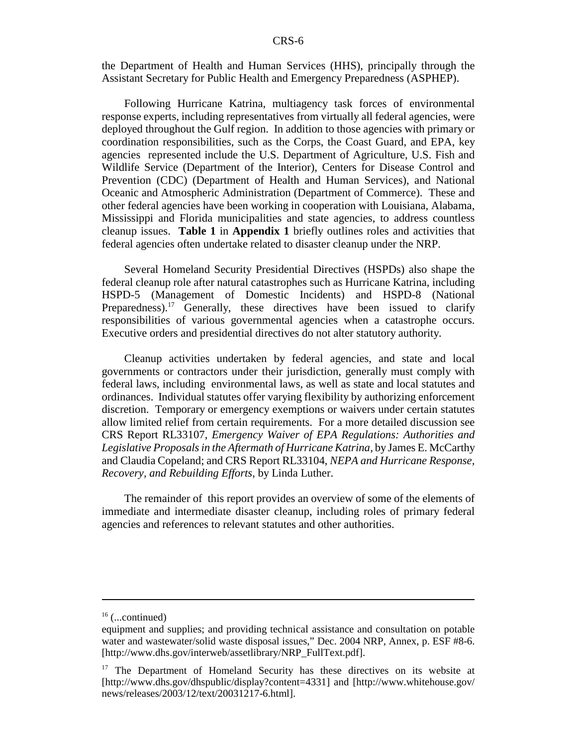the Department of Health and Human Services (HHS), principally through the Assistant Secretary for Public Health and Emergency Preparedness (ASPHEP).

Following Hurricane Katrina, multiagency task forces of environmental response experts, including representatives from virtually all federal agencies, were deployed throughout the Gulf region. In addition to those agencies with primary or coordination responsibilities, such as the Corps, the Coast Guard, and EPA, key agencies represented include the U.S. Department of Agriculture, U.S. Fish and Wildlife Service (Department of the Interior), Centers for Disease Control and Prevention (CDC) (Department of Health and Human Services), and National Oceanic and Atmospheric Administration (Department of Commerce). These and other federal agencies have been working in cooperation with Louisiana, Alabama, Mississippi and Florida municipalities and state agencies, to address countless cleanup issues. **Table 1** in **Appendix 1** briefly outlines roles and activities that federal agencies often undertake related to disaster cleanup under the NRP.

Several Homeland Security Presidential Directives (HSPDs) also shape the federal cleanup role after natural catastrophes such as Hurricane Katrina, including HSPD-5 (Management of Domestic Incidents) and HSPD-8 (National Preparedness).[17] Generally, these directives have been issued to clarify responsibilities of various governmental agencies when a catastrophe occurs. Executive orders and presidential directives do not alter statutory authority.

Cleanup activities undertaken by federal agencies, and state and local governments or contractors under their jurisdiction, generally must comply with federal laws, including environmental laws, as well as state and local statutes and ordinances. Individual statutes offer varying flexibility by authorizing enforcement discretion. Temporary or emergency exemptions or waivers under certain statutes allow limited relief from certain requirements. For a more detailed discussion see CRS Report RL33107, *Emergency Waiver of EPA Regulations: Authorities and Legislative Proposals in the Aftermath of Hurricane Katrina*, by James E. McCarthy and Claudia Copeland; and CRS Report RL33104, *NEPA and Hurricane Response, Recovery, and Rebuilding Efforts*, by Linda Luther.

The remainder of this report provides an overview of some of the elements of immediate and intermediate disaster cleanup, including roles of primary federal agencies and references to relevant statutes and other authorities.

---

[16] (...continued)
equipment and supplies; and providing technical assistance and consultation on potable water and wastewater/solid waste disposal issues," Dec. 2004 NRP, Annex, p. ESF #8-6. [http://www.dhs.gov/interweb/assetlibrary/NRP_FullText.pdf].

[17] The Department of Homeland Security has these directives on its website at [http://www.dhs.gov/dhspublic/display?content=4331] and [http://www.whitehouse.gov/news/releases/2003/12/text/20031217-6.html].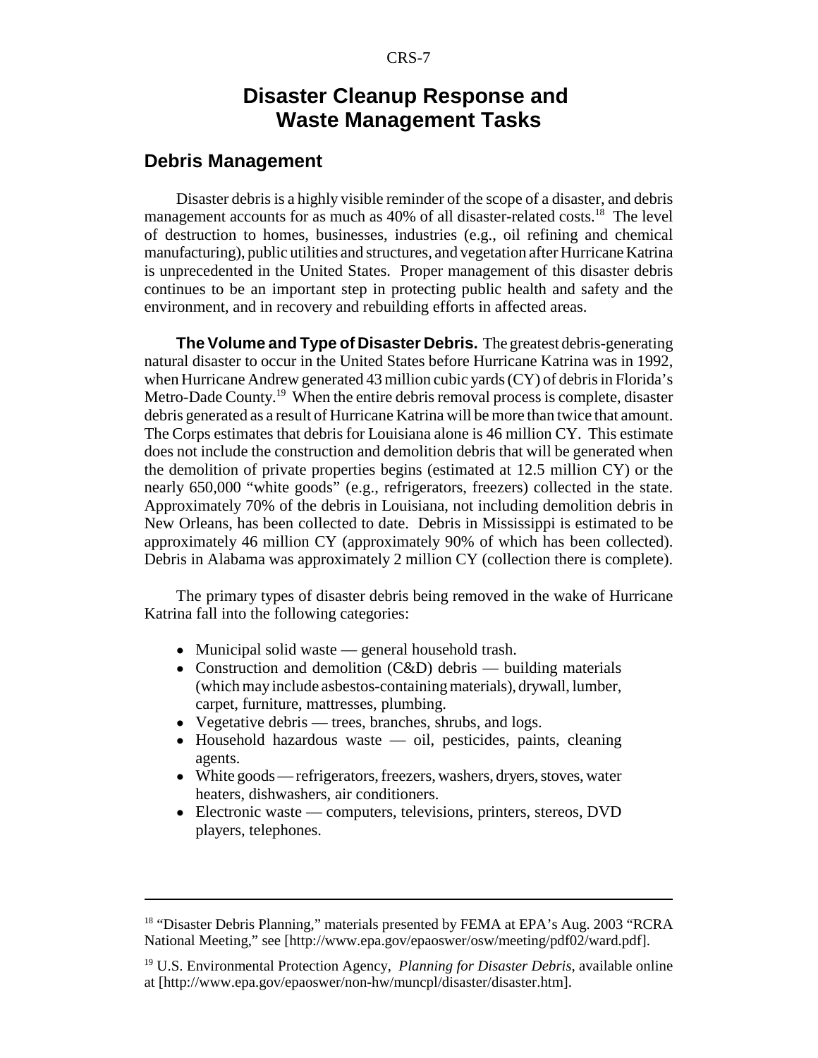# Disaster Cleanup Response and Waste Management Tasks

## Debris Management

Disaster debris is a highly visible reminder of the scope of a disaster, and debris management accounts for as much as 40% of all disaster-related costs.[18] The level of destruction to homes, businesses, industries (e.g., oil refining and chemical manufacturing), public utilities and structures, and vegetation after Hurricane Katrina is unprecedented in the United States. Proper management of this disaster debris continues to be an important step in protecting public health and safety and the environment, and in recovery and rebuilding efforts in affected areas.

**The Volume and Type of Disaster Debris.** The greatest debris-generating natural disaster to occur in the United States before Hurricane Katrina was in 1992, when Hurricane Andrew generated 43 million cubic yards (CY) of debris in Florida's Metro-Dade County.[19] When the entire debris removal process is complete, disaster debris generated as a result of Hurricane Katrina will be more than twice that amount. The Corps estimates that debris for Louisiana alone is 46 million CY. This estimate does not include the construction and demolition debris that will be generated when the demolition of private properties begins (estimated at 12.5 million CY) or the nearly 650,000 "white goods" (e.g., refrigerators, freezers) collected in the state. Approximately 70% of the debris in Louisiana, not including demolition debris in New Orleans, has been collected to date. Debris in Mississippi is estimated to be approximately 46 million CY (approximately 90% of which has been collected). Debris in Alabama was approximately 2 million CY (collection there is complete).

The primary types of disaster debris being removed in the wake of Hurricane Katrina fall into the following categories:

- Municipal solid waste — general household trash.
- Construction and demolition (C&D) debris — building materials (which may include asbestos-containing materials), drywall, lumber, carpet, furniture, mattresses, plumbing.
- Vegetative debris — trees, branches, shrubs, and logs.
- Household hazardous waste — oil, pesticides, paints, cleaning agents.
- White goods — refrigerators, freezers, washers, dryers, stoves, water heaters, dishwashers, air conditioners.
- Electronic waste — computers, televisions, printers, stereos, DVD players, telephones.

---

[18] "Disaster Debris Planning," materials presented by FEMA at EPA's Aug. 2003 "RCRA National Meeting," see [http://www.epa.gov/epaoswer/osw/meeting/pdf02/ward.pdf].

[19] U.S. Environmental Protection Agency, *Planning for Disaster Debris*, available online at [http://www.epa.gov/epaoswer/non-hw/muncpl/disaster/disaster.htm].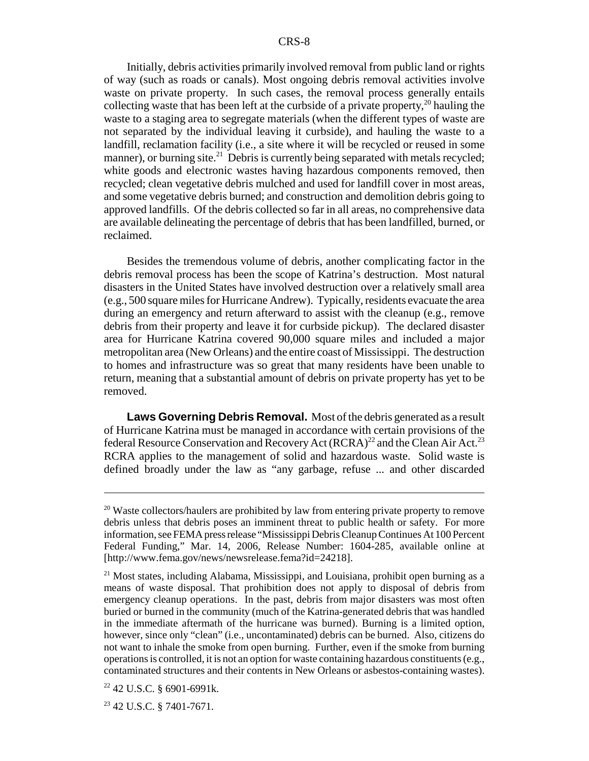Initially, debris activities primarily involved removal from public land or rights of way (such as roads or canals). Most ongoing debris removal activities involve waste on private property. In such cases, the removal process generally entails collecting waste that has been left at the curbside of a private property,[20] hauling the waste to a staging area to segregate materials (when the different types of waste are not separated by the individual leaving it curbside), and hauling the waste to a landfill, reclamation facility (i.e., a site where it will be recycled or reused in some manner), or burning site.[21] Debris is currently being separated with metals recycled; white goods and electronic wastes having hazardous components removed, then recycled; clean vegetative debris mulched and used for landfill cover in most areas, and some vegetative debris burned; and construction and demolition debris going to approved landfills. Of the debris collected so far in all areas, no comprehensive data are available delineating the percentage of debris that has been landfilled, burned, or reclaimed.

Besides the tremendous volume of debris, another complicating factor in the debris removal process has been the scope of Katrina's destruction. Most natural disasters in the United States have involved destruction over a relatively small area (e.g., 500 square miles for Hurricane Andrew). Typically, residents evacuate the area during an emergency and return afterward to assist with the cleanup (e.g., remove debris from their property and leave it for curbside pickup). The declared disaster area for Hurricane Katrina covered 90,000 square miles and included a major metropolitan area (New Orleans) and the entire coast of Mississippi. The destruction to homes and infrastructure was so great that many residents have been unable to return, meaning that a substantial amount of debris on private property has yet to be removed.

**Laws Governing Debris Removal.** Most of the debris generated as a result of Hurricane Katrina must be managed in accordance with certain provisions of the federal Resource Conservation and Recovery Act (RCRA)[22] and the Clean Air Act.[23] RCRA applies to the management of solid and hazardous waste. Solid waste is defined broadly under the law as "any garbage, refuse ... and other discarded

---

[20] Waste collectors/haulers are prohibited by law from entering private property to remove debris unless that debris poses an imminent threat to public health or safety. For more information, see FEMA press release "Mississippi Debris Cleanup Continues At 100 Percent Federal Funding," Mar. 14, 2006, Release Number: 1604-285, available online at [http://www.fema.gov/news/newsrelease.fema?id=24218].

[21] Most states, including Alabama, Mississippi, and Louisiana, prohibit open burning as a means of waste disposal. That prohibition does not apply to disposal of debris from emergency cleanup operations. In the past, debris from major disasters was most often buried or burned in the community (much of the Katrina-generated debris that was handled in the immediate aftermath of the hurricane was burned). Burning is a limited option, however, since only "clean" (i.e., uncontaminated) debris can be burned. Also, citizens do not want to inhale the smoke from open burning. Further, even if the smoke from burning operations is controlled, it is not an option for waste containing hazardous constituents (e.g., contaminated structures and their contents in New Orleans or asbestos-containing wastes).

[22] 42 U.S.C. § 6901-6991k.

[23] 42 U.S.C. § 7401-7671.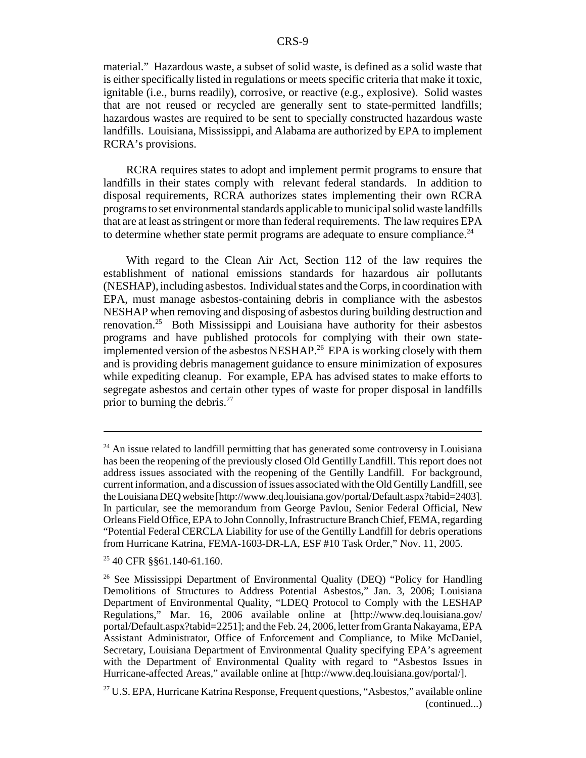material." Hazardous waste, a subset of solid waste, is defined as a solid waste that is either specifically listed in regulations or meets specific criteria that make it toxic, ignitable (i.e., burns readily), corrosive, or reactive (e.g., explosive). Solid wastes that are not reused or recycled are generally sent to state-permitted landfills; hazardous wastes are required to be sent to specially constructed hazardous waste landfills. Louisiana, Mississippi, and Alabama are authorized by EPA to implement RCRA's provisions.

RCRA requires states to adopt and implement permit programs to ensure that landfills in their states comply with relevant federal standards. In addition to disposal requirements, RCRA authorizes states implementing their own RCRA programs to set environmental standards applicable to municipal solid waste landfills that are at least as stringent or more than federal requirements. The law requires EPA to determine whether state permit programs are adequate to ensure compliance.[24]

With regard to the Clean Air Act, Section 112 of the law requires the establishment of national emissions standards for hazardous air pollutants (NESHAP), including asbestos. Individual states and the Corps, in coordination with EPA, must manage asbestos-containing debris in compliance with the asbestos NESHAP when removing and disposing of asbestos during building destruction and renovation.[25] Both Mississippi and Louisiana have authority for their asbestos programs and have published protocols for complying with their own state-implemented version of the asbestos NESHAP.[26] EPA is working closely with them and is providing debris management guidance to ensure minimization of exposures while expediting cleanup. For example, EPA has advised states to make efforts to segregate asbestos and certain other types of waste for proper disposal in landfills prior to burning the debris.[27]

---

[24] An issue related to landfill permitting that has generated some controversy in Louisiana has been the reopening of the previously closed Old Gentilly Landfill. This report does not address issues associated with the reopening of the Gentilly Landfill. For background, current information, and a discussion of issues associated with the Old Gentilly Landfill, see the Louisiana DEQ website [http://www.deq.louisiana.gov/portal/Default.aspx?tabid=2403]. In particular, see the memorandum from George Pavlou, Senior Federal Official, New Orleans Field Office, EPA to John Connolly, Infrastructure Branch Chief, FEMA, regarding "Potential Federal CERCLA Liability for use of the Gentilly Landfill for debris operations from Hurricane Katrina, FEMA-1603-DR-LA, ESF #10 Task Order," Nov. 11, 2005.

[25] 40 CFR §§61.140-61.160.

[26] See Mississippi Department of Environmental Quality (DEQ) "Policy for Handling Demolitions of Structures to Address Potential Asbestos," Jan. 3, 2006; Louisiana Department of Environmental Quality, "LDEQ Protocol to Comply with the LESHAP Regulations," Mar. 16, 2006 available online at [http://www.deq.louisiana.gov/portal/Default.aspx?tabid=2251]; and the Feb. 24, 2006, letter from Granta Nakayama, EPA Assistant Administrator, Office of Enforcement and Compliance, to Mike McDaniel, Secretary, Louisiana Department of Environmental Quality specifying EPA's agreement with the Department of Environmental Quality with regard to "Asbestos Issues in Hurricane-affected Areas," available online at [http://www.deq.louisiana.gov/portal/].

[27] U.S. EPA, Hurricane Katrina Response, Frequent questions, "Asbestos," available online (continued...)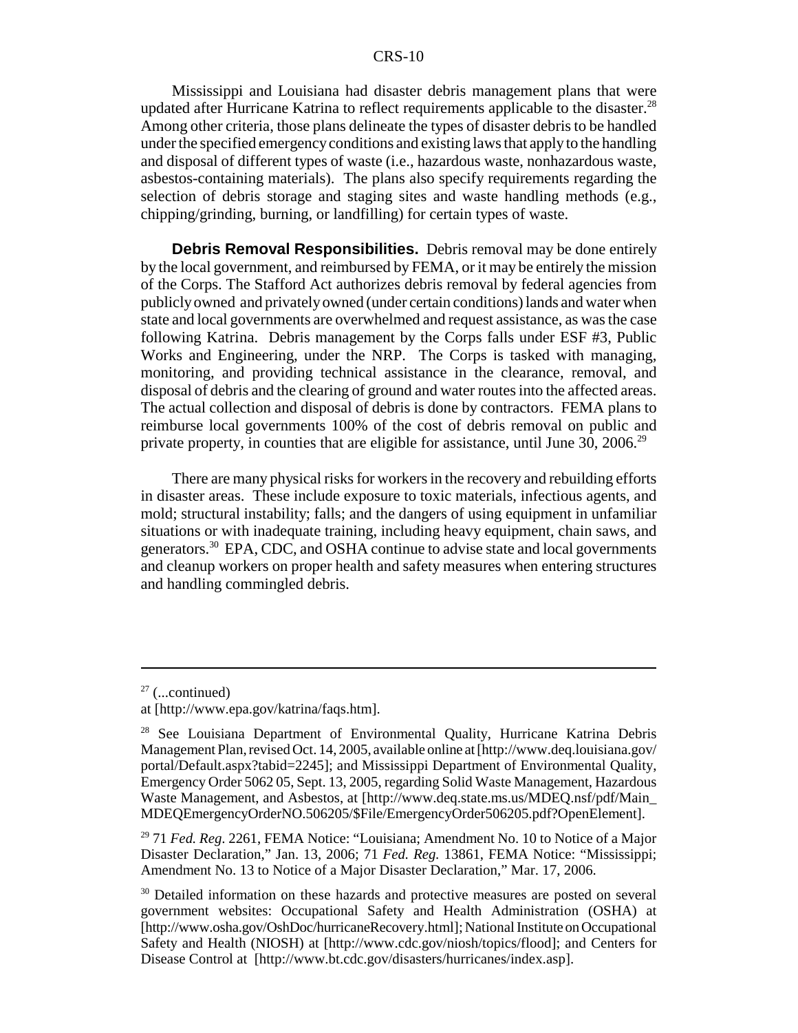Mississippi and Louisiana had disaster debris management plans that were updated after Hurricane Katrina to reflect requirements applicable to the disaster.[28] Among other criteria, those plans delineate the types of disaster debris to be handled under the specified emergency conditions and existing laws that apply to the handling and disposal of different types of waste (i.e., hazardous waste, nonhazardous waste, asbestos-containing materials). The plans also specify requirements regarding the selection of debris storage and staging sites and waste handling methods (e.g., chipping/grinding, burning, or landfilling) for certain types of waste.

**Debris Removal Responsibilities.** Debris removal may be done entirely by the local government, and reimbursed by FEMA, or it may be entirely the mission of the Corps. The Stafford Act authorizes debris removal by federal agencies from publicly owned and privately owned (under certain conditions) lands and water when state and local governments are overwhelmed and request assistance, as was the case following Katrina. Debris management by the Corps falls under ESF #3, Public Works and Engineering, under the NRP. The Corps is tasked with managing, monitoring, and providing technical assistance in the clearance, removal, and disposal of debris and the clearing of ground and water routes into the affected areas. The actual collection and disposal of debris is done by contractors. FEMA plans to reimburse local governments 100% of the cost of debris removal on public and private property, in counties that are eligible for assistance, until June 30, 2006.[29]

There are many physical risks for workers in the recovery and rebuilding efforts in disaster areas. These include exposure to toxic materials, infectious agents, and mold; structural instability; falls; and the dangers of using equipment in unfamiliar situations or with inadequate training, including heavy equipment, chain saws, and generators.[30] EPA, CDC, and OSHA continue to advise state and local governments and cleanup workers on proper health and safety measures when entering structures and handling commingled debris.

---

[27] (...continued)
at [http://www.epa.gov/katrina/faqs.htm].

[28] See Louisiana Department of Environmental Quality, Hurricane Katrina Debris Management Plan, revised Oct. 14, 2005, available online at [http://www.deq.louisiana.gov/portal/Default.aspx?tabid=2245]; and Mississippi Department of Environmental Quality, Emergency Order 5062 05, Sept. 13, 2005, regarding Solid Waste Management, Hazardous Waste Management, and Asbestos, at [http://www.deq.state.ms.us/MDEQ.nsf/pdf/Main_MDEQEmergencyOrderNO.506205/$File/EmergencyOrder506205.pdf?OpenElement].

[29] 71 *Fed. Reg.* 2261, FEMA Notice: "Louisiana; Amendment No. 10 to Notice of a Major Disaster Declaration," Jan. 13, 2006; 71 *Fed. Reg.* 13861, FEMA Notice: "Mississippi; Amendment No. 13 to Notice of a Major Disaster Declaration," Mar. 17, 2006.

[30] Detailed information on these hazards and protective measures are posted on several government websites: Occupational Safety and Health Administration (OSHA) at [http://www.osha.gov/OshDoc/hurricaneRecovery.html]; National Institute on Occupational Safety and Health (NIOSH) at [http://www.cdc.gov/niosh/topics/flood]; and Centers for Disease Control at [http://www.bt.cdc.gov/disasters/hurricanes/index.asp].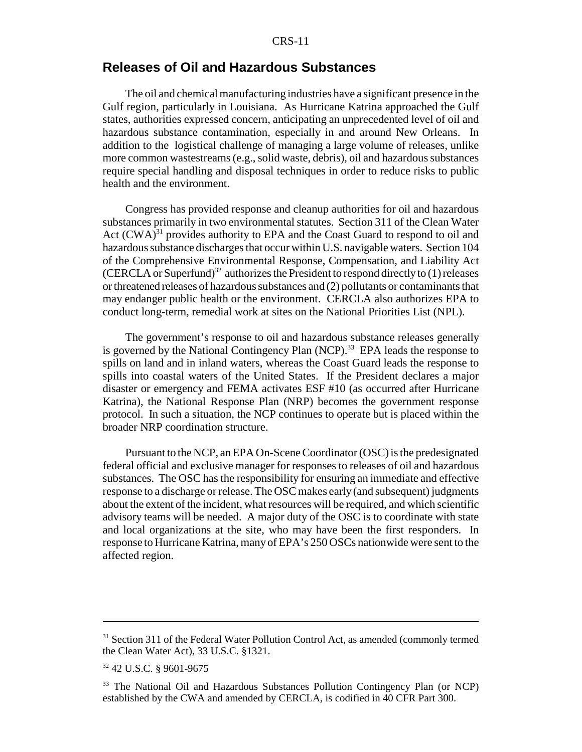## Releases of Oil and Hazardous Substances

The oil and chemical manufacturing industries have a significant presence in the Gulf region, particularly in Louisiana. As Hurricane Katrina approached the Gulf states, authorities expressed concern, anticipating an unprecedented level of oil and hazardous substance contamination, especially in and around New Orleans. In addition to the logistical challenge of managing a large volume of releases, unlike more common wastestreams (e.g., solid waste, debris), oil and hazardous substances require special handling and disposal techniques in order to reduce risks to public health and the environment.

Congress has provided response and cleanup authorities for oil and hazardous substances primarily in two environmental statutes. Section 311 of the Clean Water Act (CWA)[31] provides authority to EPA and the Coast Guard to respond to oil and hazardous substance discharges that occur within U.S. navigable waters. Section 104 of the Comprehensive Environmental Response, Compensation, and Liability Act (CERCLA or Superfund)[32] authorizes the President to respond directly to (1) releases or threatened releases of hazardous substances and (2) pollutants or contaminants that may endanger public health or the environment. CERCLA also authorizes EPA to conduct long-term, remedial work at sites on the National Priorities List (NPL).

The government's response to oil and hazardous substance releases generally is governed by the National Contingency Plan (NCP).[33] EPA leads the response to spills on land and in inland waters, whereas the Coast Guard leads the response to spills into coastal waters of the United States. If the President declares a major disaster or emergency and FEMA activates ESF #10 (as occurred after Hurricane Katrina), the National Response Plan (NRP) becomes the government response protocol. In such a situation, the NCP continues to operate but is placed within the broader NRP coordination structure.

Pursuant to the NCP, an EPA On-Scene Coordinator (OSC) is the predesignated federal official and exclusive manager for responses to releases of oil and hazardous substances. The OSC has the responsibility for ensuring an immediate and effective response to a discharge or release. The OSC makes early (and subsequent) judgments about the extent of the incident, what resources will be required, and which scientific advisory teams will be needed. A major duty of the OSC is to coordinate with state and local organizations at the site, who may have been the first responders. In response to Hurricane Katrina, many of EPA's 250 OSCs nationwide were sent to the affected region.

---

[31] Section 311 of the Federal Water Pollution Control Act, as amended (commonly termed the Clean Water Act), 33 U.S.C. §1321.

[32] 42 U.S.C. § 9601-9675

[33] The National Oil and Hazardous Substances Pollution Contingency Plan (or NCP) established by the CWA and amended by CERCLA, is codified in 40 CFR Part 300.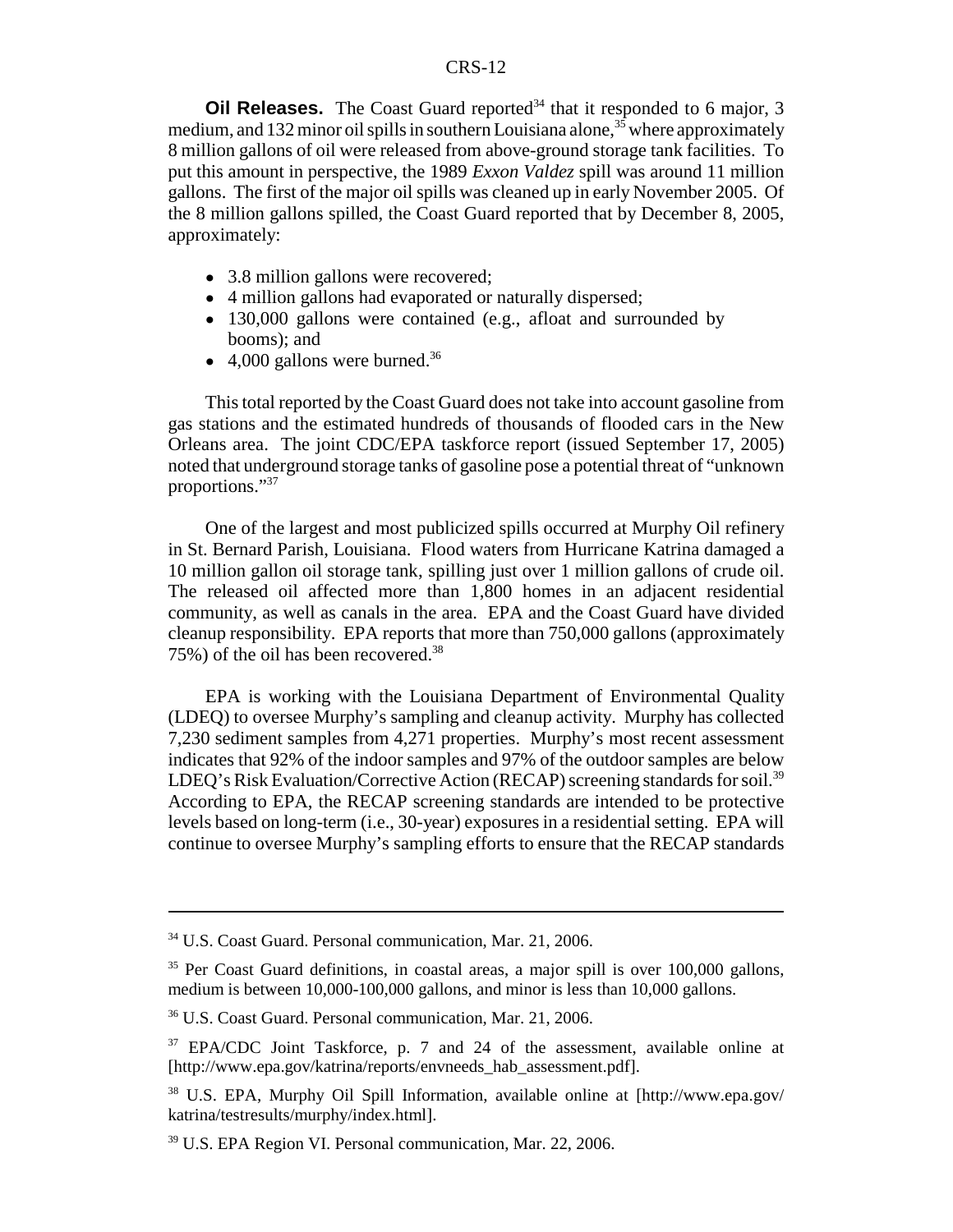**Oil Releases.** The Coast Guard reported[34] that it responded to 6 major, 3 medium, and 132 minor oil spills in southern Louisiana alone,[35] where approximately 8 million gallons of oil were released from above-ground storage tank facilities. To put this amount in perspective, the 1989 *Exxon Valdez* spill was around 11 million gallons. The first of the major oil spills was cleaned up in early November 2005. Of the 8 million gallons spilled, the Coast Guard reported that by December 8, 2005, approximately:

- 3.8 million gallons were recovered;
- 4 million gallons had evaporated or naturally dispersed;
- 130,000 gallons were contained (e.g., afloat and surrounded by booms); and
- 4,000 gallons were burned.[36]

This total reported by the Coast Guard does not take into account gasoline from gas stations and the estimated hundreds of thousands of flooded cars in the New Orleans area. The joint CDC/EPA taskforce report (issued September 17, 2005) noted that underground storage tanks of gasoline pose a potential threat of "unknown proportions."[37]

One of the largest and most publicized spills occurred at Murphy Oil refinery in St. Bernard Parish, Louisiana. Flood waters from Hurricane Katrina damaged a 10 million gallon oil storage tank, spilling just over 1 million gallons of crude oil. The released oil affected more than 1,800 homes in an adjacent residential community, as well as canals in the area. EPA and the Coast Guard have divided cleanup responsibility. EPA reports that more than 750,000 gallons (approximately 75%) of the oil has been recovered.[38]

EPA is working with the Louisiana Department of Environmental Quality (LDEQ) to oversee Murphy's sampling and cleanup activity. Murphy has collected 7,230 sediment samples from 4,271 properties. Murphy's most recent assessment indicates that 92% of the indoor samples and 97% of the outdoor samples are below LDEQ's Risk Evaluation/Corrective Action (RECAP) screening standards for soil.[39] According to EPA, the RECAP screening standards are intended to be protective levels based on long-term (i.e., 30-year) exposures in a residential setting. EPA will continue to oversee Murphy's sampling efforts to ensure that the RECAP standards

---

[34] U.S. Coast Guard. Personal communication, Mar. 21, 2006.

[35] Per Coast Guard definitions, in coastal areas, a major spill is over 100,000 gallons, medium is between 10,000-100,000 gallons, and minor is less than 10,000 gallons.

[36] U.S. Coast Guard. Personal communication, Mar. 21, 2006.

[37] EPA/CDC Joint Taskforce, p. 7 and 24 of the assessment, available online at [http://www.epa.gov/katrina/reports/envneeds_hab_assessment.pdf].

[38] U.S. EPA, Murphy Oil Spill Information, available online at [http://www.epa.gov/katrina/testresults/murphy/index.html].

[39] U.S. EPA Region VI. Personal communication, Mar. 22, 2006.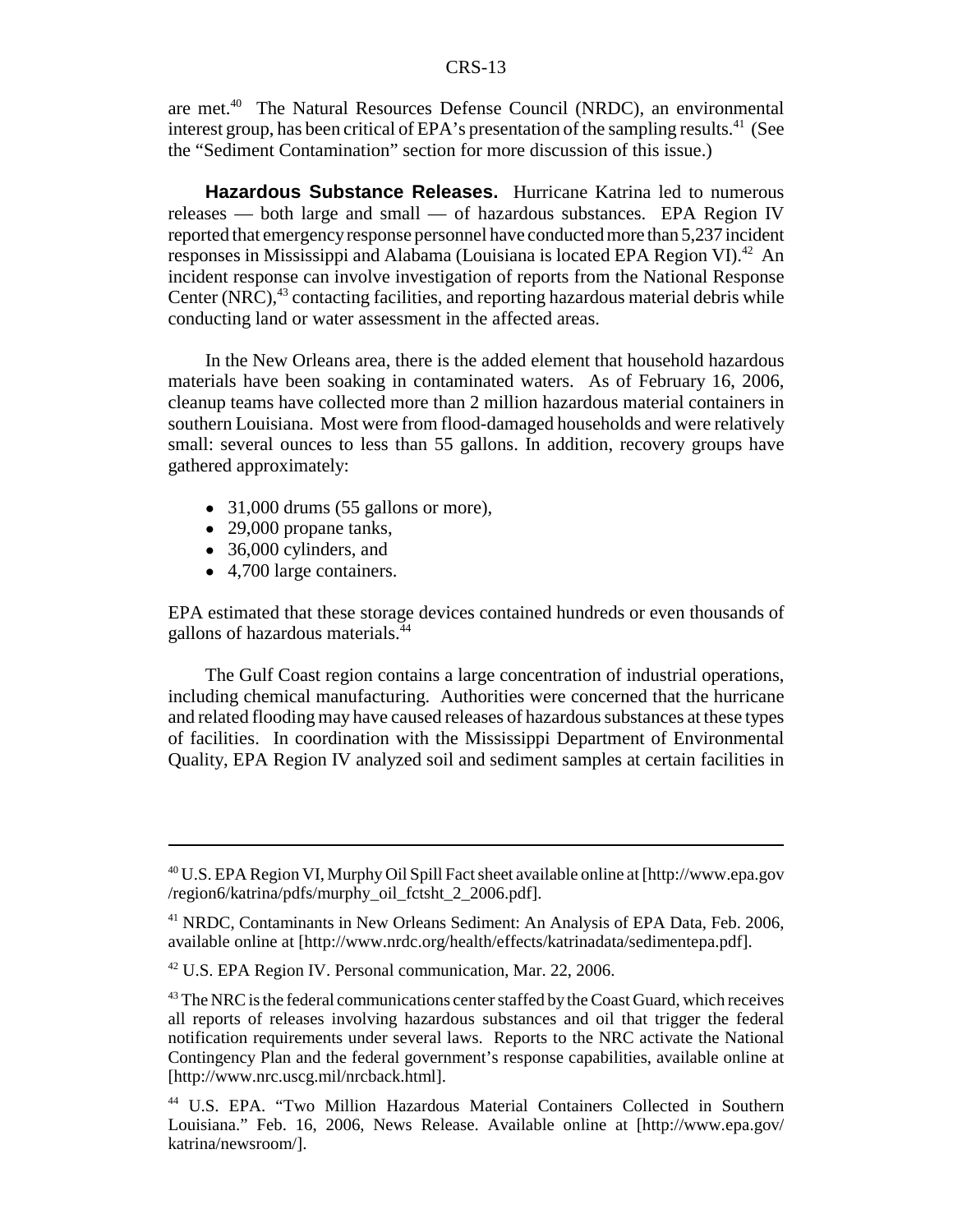are met.[40] The Natural Resources Defense Council (NRDC), an environmental interest group, has been critical of EPA's presentation of the sampling results.[41] (See the "Sediment Contamination" section for more discussion of this issue.)

**Hazardous Substance Releases.** Hurricane Katrina led to numerous releases — both large and small — of hazardous substances. EPA Region IV reported that emergency response personnel have conducted more than 5,237 incident responses in Mississippi and Alabama (Louisiana is located EPA Region VI).[42] An incident response can involve investigation of reports from the National Response Center (NRC),[43] contacting facilities, and reporting hazardous material debris while conducting land or water assessment in the affected areas.

In the New Orleans area, there is the added element that household hazardous materials have been soaking in contaminated waters. As of February 16, 2006, cleanup teams have collected more than 2 million hazardous material containers in southern Louisiana. Most were from flood-damaged households and were relatively small: several ounces to less than 55 gallons. In addition, recovery groups have gathered approximately:

- 31,000 drums (55 gallons or more),
- 29,000 propane tanks,
- 36,000 cylinders, and
- 4,700 large containers.

EPA estimated that these storage devices contained hundreds or even thousands of gallons of hazardous materials.[44]

The Gulf Coast region contains a large concentration of industrial operations, including chemical manufacturing. Authorities were concerned that the hurricane and related flooding may have caused releases of hazardous substances at these types of facilities. In coordination with the Mississippi Department of Environmental Quality, EPA Region IV analyzed soil and sediment samples at certain facilities in

---

[40] U.S. EPA Region VI, Murphy Oil Spill Fact sheet available online at [http://www.epa.gov/region6/katrina/pdfs/murphy_oil_fctsht_2_2006.pdf].

[41] NRDC, Contaminants in New Orleans Sediment: An Analysis of EPA Data, Feb. 2006, available online at [http://www.nrdc.org/health/effects/katrinadata/sedimentepa.pdf].

[42] U.S. EPA Region IV. Personal communication, Mar. 22, 2006.

[43] The NRC is the federal communications center staffed by the Coast Guard, which receives all reports of releases involving hazardous substances and oil that trigger the federal notification requirements under several laws. Reports to the NRC activate the National Contingency Plan and the federal government's response capabilities, available online at [http://www.nrc.uscg.mil/nrcback.html].

[44] U.S. EPA. "Two Million Hazardous Material Containers Collected in Southern Louisiana." Feb. 16, 2006, News Release. Available online at [http://www.epa.gov/katrina/newsroom/].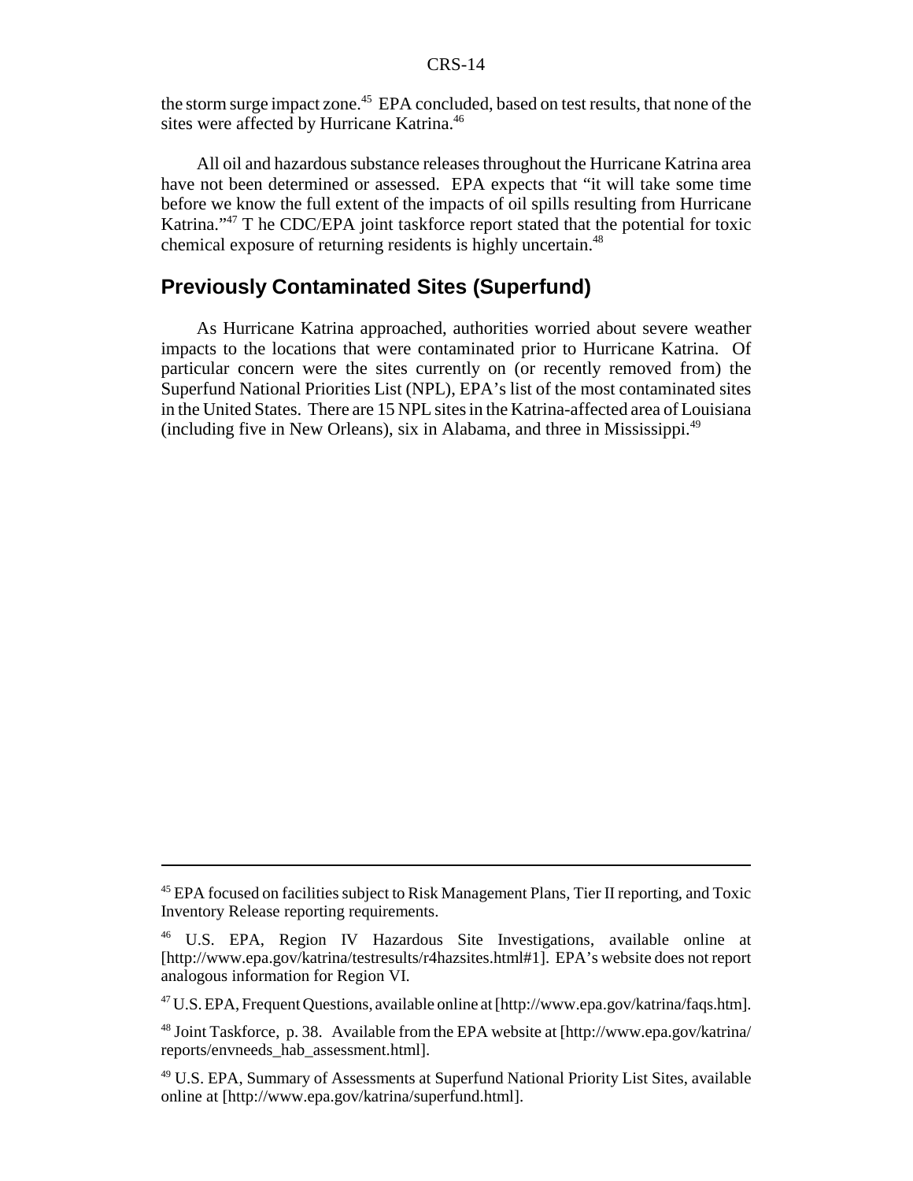the storm surge impact zone.[45] EPA concluded, based on test results, that none of the sites were affected by Hurricane Katrina.[46]

All oil and hazardous substance releases throughout the Hurricane Katrina area have not been determined or assessed. EPA expects that "it will take some time before we know the full extent of the impacts of oil spills resulting from Hurricane Katrina."[47] T he CDC/EPA joint taskforce report stated that the potential for toxic chemical exposure of returning residents is highly uncertain.[48]

## Previously Contaminated Sites (Superfund)

As Hurricane Katrina approached, authorities worried about severe weather impacts to the locations that were contaminated prior to Hurricane Katrina. Of particular concern were the sites currently on (or recently removed from) the Superfund National Priorities List (NPL), EPA's list of the most contaminated sites in the United States. There are 15 NPL sites in the Katrina-affected area of Louisiana (including five in New Orleans), six in Alabama, and three in Mississippi.[49]

---

[45] EPA focused on facilities subject to Risk Management Plans, Tier II reporting, and Toxic Inventory Release reporting requirements.

[46] U.S. EPA, Region IV Hazardous Site Investigations, available online at [http://www.epa.gov/katrina/testresults/r4hazsites.html#1]. EPA's website does not report analogous information for Region VI.

[47] U.S. EPA, Frequent Questions, available online at [http://www.epa.gov/katrina/faqs.htm].

[48] Joint Taskforce, p. 38. Available from the EPA website at [http://www.epa.gov/katrina/reports/envneeds_hab_assessment.html].

[49] U.S. EPA, Summary of Assessments at Superfund National Priority List Sites, available online at [http://www.epa.gov/katrina/superfund.html].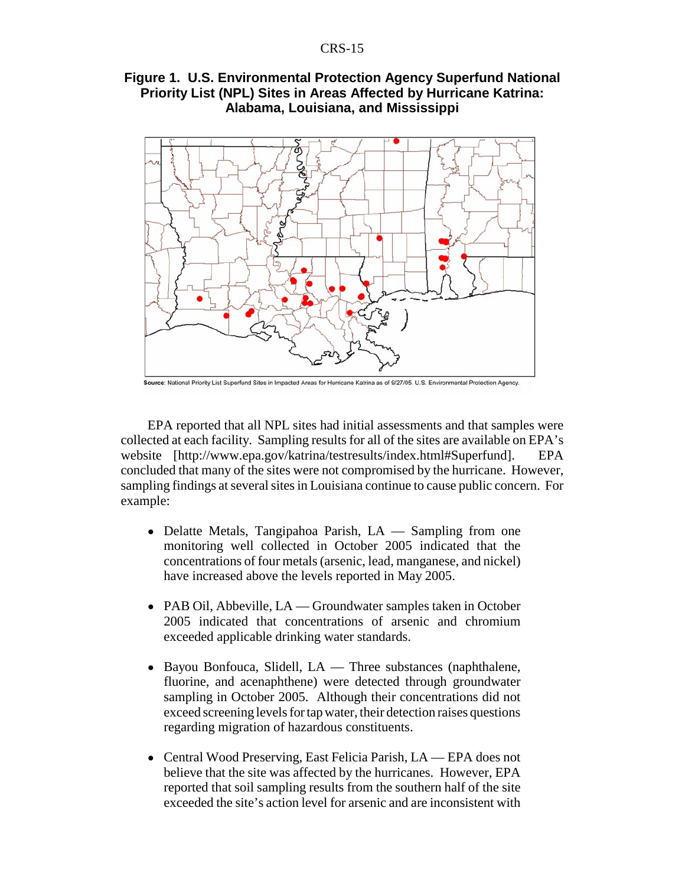**Figure 1. U.S. Environmental Protection Agency Superfund National Priority List (NPL) Sites in Areas Affected by Hurricane Katrina: Alabama, Louisiana, and Mississippi**

**Source**: National Priority List Superfund Sites in Impacted Areas for Hurricane Katrina as of 9/27/05. U.S. Environmental Protection Agency.

EPA reported that all NPL sites had initial assessments and that samples were collected at each facility. Sampling results for all of the sites are available on EPA's website [http://www.epa.gov/katrina/testresults/index.html#Superfund]. EPA concluded that many of the sites were not compromised by the hurricane. However, sampling findings at several sites in Louisiana continue to cause public concern. For example:

- Delatte Metals, Tangipahoa Parish, LA — Sampling from one monitoring well collected in October 2005 indicated that the concentrations of four metals (arsenic, lead, manganese, and nickel) have increased above the levels reported in May 2005.
- PAB Oil, Abbeville, LA — Groundwater samples taken in October 2005 indicated that concentrations of arsenic and chromium exceeded applicable drinking water standards.
- Bayou Bonfouca, Slidell, LA — Three substances (naphthalene, fluorine, and acenaphthene) were detected through groundwater sampling in October 2005. Although their concentrations did not exceed screening levels for tap water, their detection raises questions regarding migration of hazardous constituents.
- Central Wood Preserving, East Felicia Parish, LA — EPA does not believe that the site was affected by the hurricanes. However, EPA reported that soil sampling results from the southern half of the site exceeded the site's action level for arsenic and are inconsistent with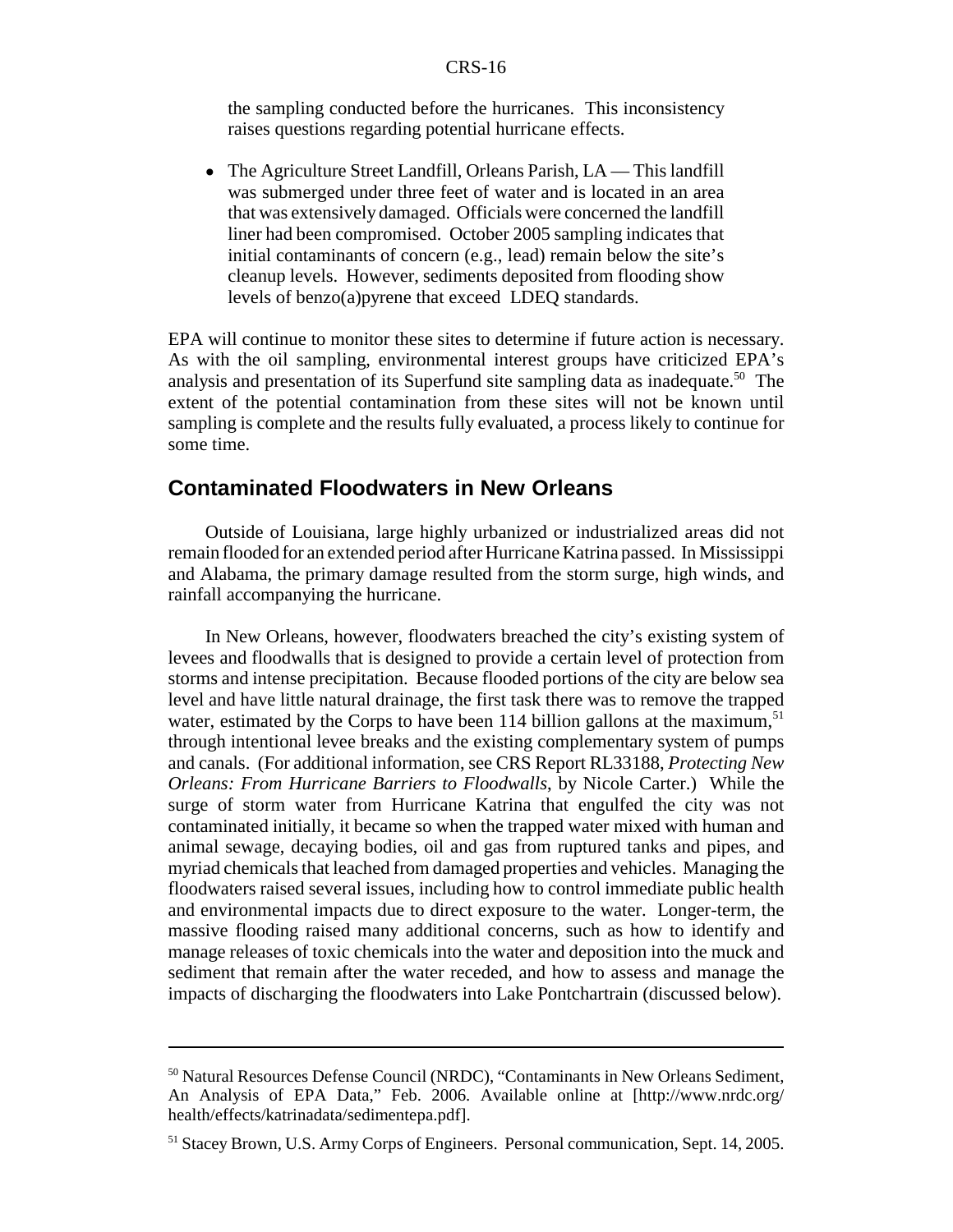the sampling conducted before the hurricanes. This inconsistency raises questions regarding potential hurricane effects.

- The Agriculture Street Landfill, Orleans Parish, LA — This landfill was submerged under three feet of water and is located in an area that was extensively damaged. Officials were concerned the landfill liner had been compromised. October 2005 sampling indicates that initial contaminants of concern (e.g., lead) remain below the site's cleanup levels. However, sediments deposited from flooding show levels of benzo(a)pyrene that exceed LDEQ standards.

EPA will continue to monitor these sites to determine if future action is necessary. As with the oil sampling, environmental interest groups have criticized EPA's analysis and presentation of its Superfund site sampling data as inadequate.[50] The extent of the potential contamination from these sites will not be known until sampling is complete and the results fully evaluated, a process likely to continue for some time.

## Contaminated Floodwaters in New Orleans

Outside of Louisiana, large highly urbanized or industrialized areas did not remain flooded for an extended period after Hurricane Katrina passed. In Mississippi and Alabama, the primary damage resulted from the storm surge, high winds, and rainfall accompanying the hurricane.

In New Orleans, however, floodwaters breached the city's existing system of levees and floodwalls that is designed to provide a certain level of protection from storms and intense precipitation. Because flooded portions of the city are below sea level and have little natural drainage, the first task there was to remove the trapped water, estimated by the Corps to have been 114 billion gallons at the maximum,[51] through intentional levee breaks and the existing complementary system of pumps and canals. (For additional information, see CRS Report RL33188, *Protecting New Orleans: From Hurricane Barriers to Floodwalls*, by Nicole Carter.) While the surge of storm water from Hurricane Katrina that engulfed the city was not contaminated initially, it became so when the trapped water mixed with human and animal sewage, decaying bodies, oil and gas from ruptured tanks and pipes, and myriad chemicals that leached from damaged properties and vehicles. Managing the floodwaters raised several issues, including how to control immediate public health and environmental impacts due to direct exposure to the water. Longer-term, the massive flooding raised many additional concerns, such as how to identify and manage releases of toxic chemicals into the water and deposition into the muck and sediment that remain after the water receded, and how to assess and manage the impacts of discharging the floodwaters into Lake Pontchartrain (discussed below).

---

[50] Natural Resources Defense Council (NRDC), "Contaminants in New Orleans Sediment, An Analysis of EPA Data," Feb. 2006. Available online at [http://www.nrdc.org/health/effects/katrinadata/sedimentepa.pdf].

[51] Stacey Brown, U.S. Army Corps of Engineers. Personal communication, Sept. 14, 2005.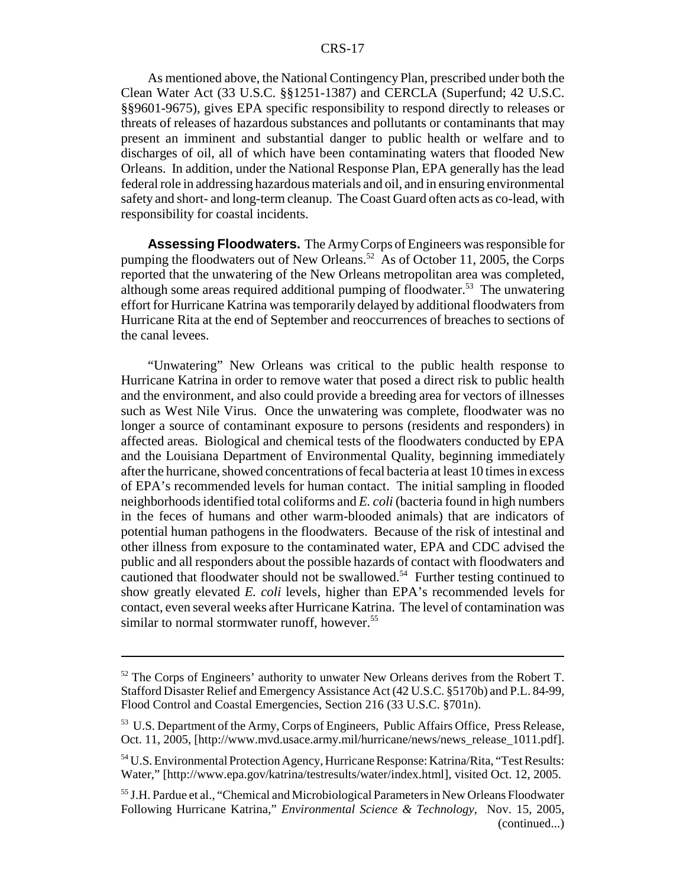As mentioned above, the National Contingency Plan, prescribed under both the Clean Water Act (33 U.S.C. §§1251-1387) and CERCLA (Superfund; 42 U.S.C. §§9601-9675), gives EPA specific responsibility to respond directly to releases or threats of releases of hazardous substances and pollutants or contaminants that may present an imminent and substantial danger to public health or welfare and to discharges of oil, all of which have been contaminating waters that flooded New Orleans. In addition, under the National Response Plan, EPA generally has the lead federal role in addressing hazardous materials and oil, and in ensuring environmental safety and short- and long-term cleanup. The Coast Guard often acts as co-lead, with responsibility for coastal incidents.

**Assessing Floodwaters.** The Army Corps of Engineers was responsible for pumping the floodwaters out of New Orleans.[52] As of October 11, 2005, the Corps reported that the unwatering of the New Orleans metropolitan area was completed, although some areas required additional pumping of floodwater.[53] The unwatering effort for Hurricane Katrina was temporarily delayed by additional floodwaters from Hurricane Rita at the end of September and reoccurrences of breaches to sections of the canal levees.

"Unwatering" New Orleans was critical to the public health response to Hurricane Katrina in order to remove water that posed a direct risk to public health and the environment, and also could provide a breeding area for vectors of illnesses such as West Nile Virus. Once the unwatering was complete, floodwater was no longer a source of contaminant exposure to persons (residents and responders) in affected areas. Biological and chemical tests of the floodwaters conducted by EPA and the Louisiana Department of Environmental Quality, beginning immediately after the hurricane, showed concentrations of fecal bacteria at least 10 times in excess of EPA's recommended levels for human contact. The initial sampling in flooded neighborhoods identified total coliforms and *E. coli* (bacteria found in high numbers in the feces of humans and other warm-blooded animals) that are indicators of potential human pathogens in the floodwaters. Because of the risk of intestinal and other illness from exposure to the contaminated water, EPA and CDC advised the public and all responders about the possible hazards of contact with floodwaters and cautioned that floodwater should not be swallowed.[54] Further testing continued to show greatly elevated *E. coli* levels, higher than EPA's recommended levels for contact, even several weeks after Hurricane Katrina. The level of contamination was similar to normal stormwater runoff, however.[55]

---

[52] The Corps of Engineers' authority to unwater New Orleans derives from the Robert T. Stafford Disaster Relief and Emergency Assistance Act (42 U.S.C. §5170b) and P.L. 84-99, Flood Control and Coastal Emergencies, Section 216 (33 U.S.C. §701n).

[53] U.S. Department of the Army, Corps of Engineers, Public Affairs Office, Press Release, Oct. 11, 2005, [http://www.mvd.usace.army.mil/hurricane/news/news_release_1011.pdf].

[54] U.S. Environmental Protection Agency, Hurricane Response: Katrina/Rita, "Test Results: Water," [http://www.epa.gov/katrina/testresults/water/index.html], visited Oct. 12, 2005.

[55] J.H. Pardue et al., "Chemical and Microbiological Parameters in New Orleans Floodwater Following Hurricane Katrina," *Environmental Science & Technology*, Nov. 15, 2005, (continued...)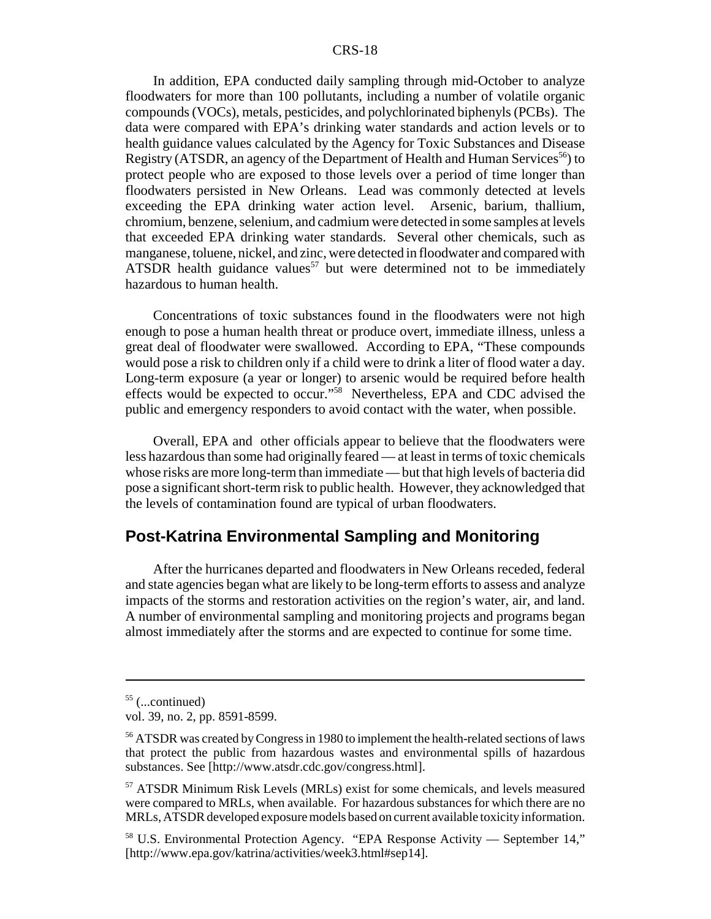In addition, EPA conducted daily sampling through mid-October to analyze floodwaters for more than 100 pollutants, including a number of volatile organic compounds (VOCs), metals, pesticides, and polychlorinated biphenyls (PCBs). The data were compared with EPA's drinking water standards and action levels or to health guidance values calculated by the Agency for Toxic Substances and Disease Registry (ATSDR, an agency of the Department of Health and Human Services[56]) to protect people who are exposed to those levels over a period of time longer than floodwaters persisted in New Orleans. Lead was commonly detected at levels exceeding the EPA drinking water action level. Arsenic, barium, thallium, chromium, benzene, selenium, and cadmium were detected in some samples at levels that exceeded EPA drinking water standards. Several other chemicals, such as manganese, toluene, nickel, and zinc, were detected in floodwater and compared with ATSDR health guidance values[57] but were determined not to be immediately hazardous to human health.

Concentrations of toxic substances found in the floodwaters were not high enough to pose a human health threat or produce overt, immediate illness, unless a great deal of floodwater were swallowed. According to EPA, "These compounds would pose a risk to children only if a child were to drink a liter of flood water a day. Long-term exposure (a year or longer) to arsenic would be required before health effects would be expected to occur."[58] Nevertheless, EPA and CDC advised the public and emergency responders to avoid contact with the water, when possible.

Overall, EPA and other officials appear to believe that the floodwaters were less hazardous than some had originally feared — at least in terms of toxic chemicals whose risks are more long-term than immediate — but that high levels of bacteria did pose a significant short-term risk to public health. However, they acknowledged that the levels of contamination found are typical of urban floodwaters.

## Post-Katrina Environmental Sampling and Monitoring

After the hurricanes departed and floodwaters in New Orleans receded, federal and state agencies began what are likely to be long-term efforts to assess and analyze impacts of the storms and restoration activities on the region's water, air, and land. A number of environmental sampling and monitoring projects and programs began almost immediately after the storms and are expected to continue for some time.

---

[55] (...continued)
vol. 39, no. 2, pp. 8591-8599.

[56] ATSDR was created by Congress in 1980 to implement the health-related sections of laws that protect the public from hazardous wastes and environmental spills of hazardous substances. See [http://www.atsdr.cdc.gov/congress.html].

[57] ATSDR Minimum Risk Levels (MRLs) exist for some chemicals, and levels measured were compared to MRLs, when available. For hazardous substances for which there are no MRLs, ATSDR developed exposure models based on current available toxicity information.

[58] U.S. Environmental Protection Agency. "EPA Response Activity — September 14," [http://www.epa.gov/katrina/activities/week3.html#sep14].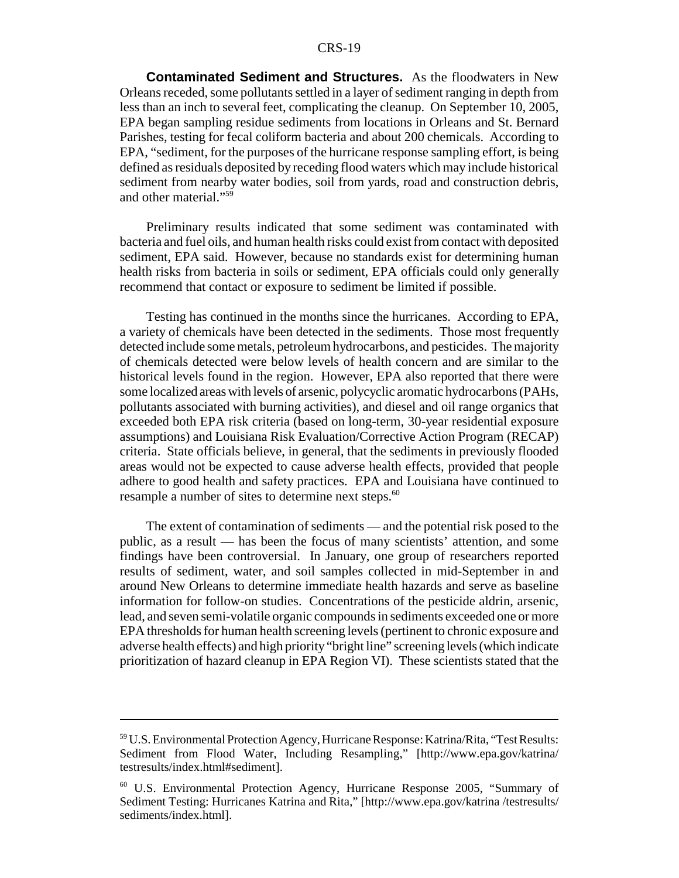**Contaminated Sediment and Structures.** As the floodwaters in New Orleans receded, some pollutants settled in a layer of sediment ranging in depth from less than an inch to several feet, complicating the cleanup. On September 10, 2005, EPA began sampling residue sediments from locations in Orleans and St. Bernard Parishes, testing for fecal coliform bacteria and about 200 chemicals. According to EPA, "sediment, for the purposes of the hurricane response sampling effort, is being defined as residuals deposited by receding flood waters which may include historical sediment from nearby water bodies, soil from yards, road and construction debris, and other material."[59]

Preliminary results indicated that some sediment was contaminated with bacteria and fuel oils, and human health risks could exist from contact with deposited sediment, EPA said. However, because no standards exist for determining human health risks from bacteria in soils or sediment, EPA officials could only generally recommend that contact or exposure to sediment be limited if possible.

Testing has continued in the months since the hurricanes. According to EPA, a variety of chemicals have been detected in the sediments. Those most frequently detected include some metals, petroleum hydrocarbons, and pesticides. The majority of chemicals detected were below levels of health concern and are similar to the historical levels found in the region. However, EPA also reported that there were some localized areas with levels of arsenic, polycyclic aromatic hydrocarbons (PAHs, pollutants associated with burning activities), and diesel and oil range organics that exceeded both EPA risk criteria (based on long-term, 30-year residential exposure assumptions) and Louisiana Risk Evaluation/Corrective Action Program (RECAP) criteria. State officials believe, in general, that the sediments in previously flooded areas would not be expected to cause adverse health effects, provided that people adhere to good health and safety practices. EPA and Louisiana have continued to resample a number of sites to determine next steps.[60]

The extent of contamination of sediments — and the potential risk posed to the public, as a result — has been the focus of many scientists' attention, and some findings have been controversial. In January, one group of researchers reported results of sediment, water, and soil samples collected in mid-September in and around New Orleans to determine immediate health hazards and serve as baseline information for follow-on studies. Concentrations of the pesticide aldrin, arsenic, lead, and seven semi-volatile organic compounds in sediments exceeded one or more EPA thresholds for human health screening levels (pertinent to chronic exposure and adverse health effects) and high priority "bright line" screening levels (which indicate prioritization of hazard cleanup in EPA Region VI). These scientists stated that the

---

[59] U.S. Environmental Protection Agency, Hurricane Response: Katrina/Rita, "Test Results: Sediment from Flood Water, Including Resampling," [http://www.epa.gov/katrina/testresults/index.html#sediment].

[60] U.S. Environmental Protection Agency, Hurricane Response 2005, "Summary of Sediment Testing: Hurricanes Katrina and Rita," [http://www.epa.gov/katrina /testresults/sediments/index.html].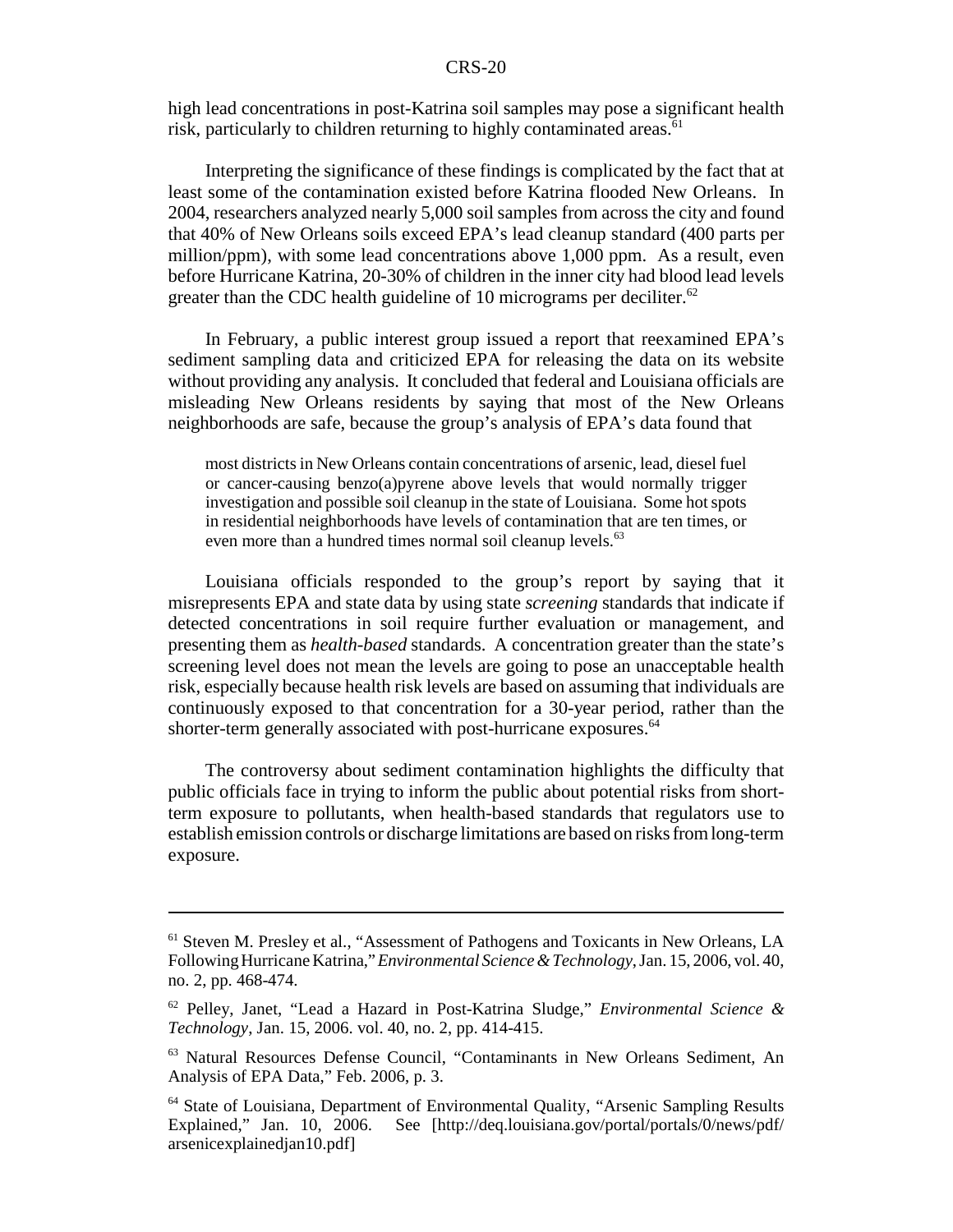high lead concentrations in post-Katrina soil samples may pose a significant health risk, particularly to children returning to highly contaminated areas.[61]

Interpreting the significance of these findings is complicated by the fact that at least some of the contamination existed before Katrina flooded New Orleans. In 2004, researchers analyzed nearly 5,000 soil samples from across the city and found that 40% of New Orleans soils exceed EPA's lead cleanup standard (400 parts per million/ppm), with some lead concentrations above 1,000 ppm. As a result, even before Hurricane Katrina, 20-30% of children in the inner city had blood lead levels greater than the CDC health guideline of 10 micrograms per deciliter.[62]

In February, a public interest group issued a report that reexamined EPA's sediment sampling data and criticized EPA for releasing the data on its website without providing any analysis. It concluded that federal and Louisiana officials are misleading New Orleans residents by saying that most of the New Orleans neighborhoods are safe, because the group's analysis of EPA's data found that

> most districts in New Orleans contain concentrations of arsenic, lead, diesel fuel or cancer-causing benzo(a)pyrene above levels that would normally trigger investigation and possible soil cleanup in the state of Louisiana. Some hot spots in residential neighborhoods have levels of contamination that are ten times, or even more than a hundred times normal soil cleanup levels.[63]

Louisiana officials responded to the group's report by saying that it misrepresents EPA and state data by using state *screening* standards that indicate if detected concentrations in soil require further evaluation or management, and presenting them as *health-based* standards. A concentration greater than the state's screening level does not mean the levels are going to pose an unacceptable health risk, especially because health risk levels are based on assuming that individuals are continuously exposed to that concentration for a 30-year period, rather than the shorter-term generally associated with post-hurricane exposures.[64]

The controversy about sediment contamination highlights the difficulty that public officials face in trying to inform the public about potential risks from short-term exposure to pollutants, when health-based standards that regulators use to establish emission controls or discharge limitations are based on risks from long-term exposure.

---

[61] Steven M. Presley et al., "Assessment of Pathogens and Toxicants in New Orleans, LA Following Hurricane Katrina," *Environmental Science & Technology*, Jan. 15, 2006, vol. 40, no. 2, pp. 468-474.

[62] Pelley, Janet, "Lead a Hazard in Post-Katrina Sludge," *Environmental Science & Technology*, Jan. 15, 2006. vol. 40, no. 2, pp. 414-415.

[63] Natural Resources Defense Council, "Contaminants in New Orleans Sediment, An Analysis of EPA Data," Feb. 2006, p. 3.

[64] State of Louisiana, Department of Environmental Quality, "Arsenic Sampling Results Explained," Jan. 10, 2006. See [http://deq.louisiana.gov/portal/portals/0/news/pdf/arsenicexplainedjan10.pdf]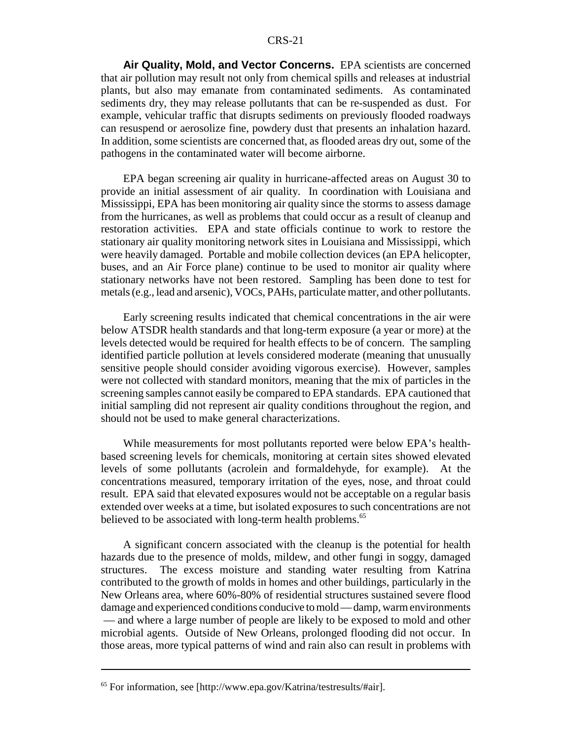**Air Quality, Mold, and Vector Concerns.** EPA scientists are concerned that air pollution may result not only from chemical spills and releases at industrial plants, but also may emanate from contaminated sediments. As contaminated sediments dry, they may release pollutants that can be re-suspended as dust. For example, vehicular traffic that disrupts sediments on previously flooded roadways can resuspend or aerosolize fine, powdery dust that presents an inhalation hazard. In addition, some scientists are concerned that, as flooded areas dry out, some of the pathogens in the contaminated water will become airborne.

EPA began screening air quality in hurricane-affected areas on August 30 to provide an initial assessment of air quality. In coordination with Louisiana and Mississippi, EPA has been monitoring air quality since the storms to assess damage from the hurricanes, as well as problems that could occur as a result of cleanup and restoration activities. EPA and state officials continue to work to restore the stationary air quality monitoring network sites in Louisiana and Mississippi, which were heavily damaged. Portable and mobile collection devices (an EPA helicopter, buses, and an Air Force plane) continue to be used to monitor air quality where stationary networks have not been restored. Sampling has been done to test for metals (e.g., lead and arsenic), VOCs, PAHs, particulate matter, and other pollutants.

Early screening results indicated that chemical concentrations in the air were below ATSDR health standards and that long-term exposure (a year or more) at the levels detected would be required for health effects to be of concern. The sampling identified particle pollution at levels considered moderate (meaning that unusually sensitive people should consider avoiding vigorous exercise). However, samples were not collected with standard monitors, meaning that the mix of particles in the screening samples cannot easily be compared to EPA standards. EPA cautioned that initial sampling did not represent air quality conditions throughout the region, and should not be used to make general characterizations.

While measurements for most pollutants reported were below EPA's health-based screening levels for chemicals, monitoring at certain sites showed elevated levels of some pollutants (acrolein and formaldehyde, for example). At the concentrations measured, temporary irritation of the eyes, nose, and throat could result. EPA said that elevated exposures would not be acceptable on a regular basis extended over weeks at a time, but isolated exposures to such concentrations are not believed to be associated with long-term health problems.[65]

A significant concern associated with the cleanup is the potential for health hazards due to the presence of molds, mildew, and other fungi in soggy, damaged structures. The excess moisture and standing water resulting from Katrina contributed to the growth of molds in homes and other buildings, particularly in the New Orleans area, where 60%-80% of residential structures sustained severe flood damage and experienced conditions conducive to mold — damp, warm environments — and where a large number of people are likely to be exposed to mold and other microbial agents. Outside of New Orleans, prolonged flooding did not occur. In those areas, more typical patterns of wind and rain also can result in problems with

---

[65] For information, see [http://www.epa.gov/Katrina/testresults/#air].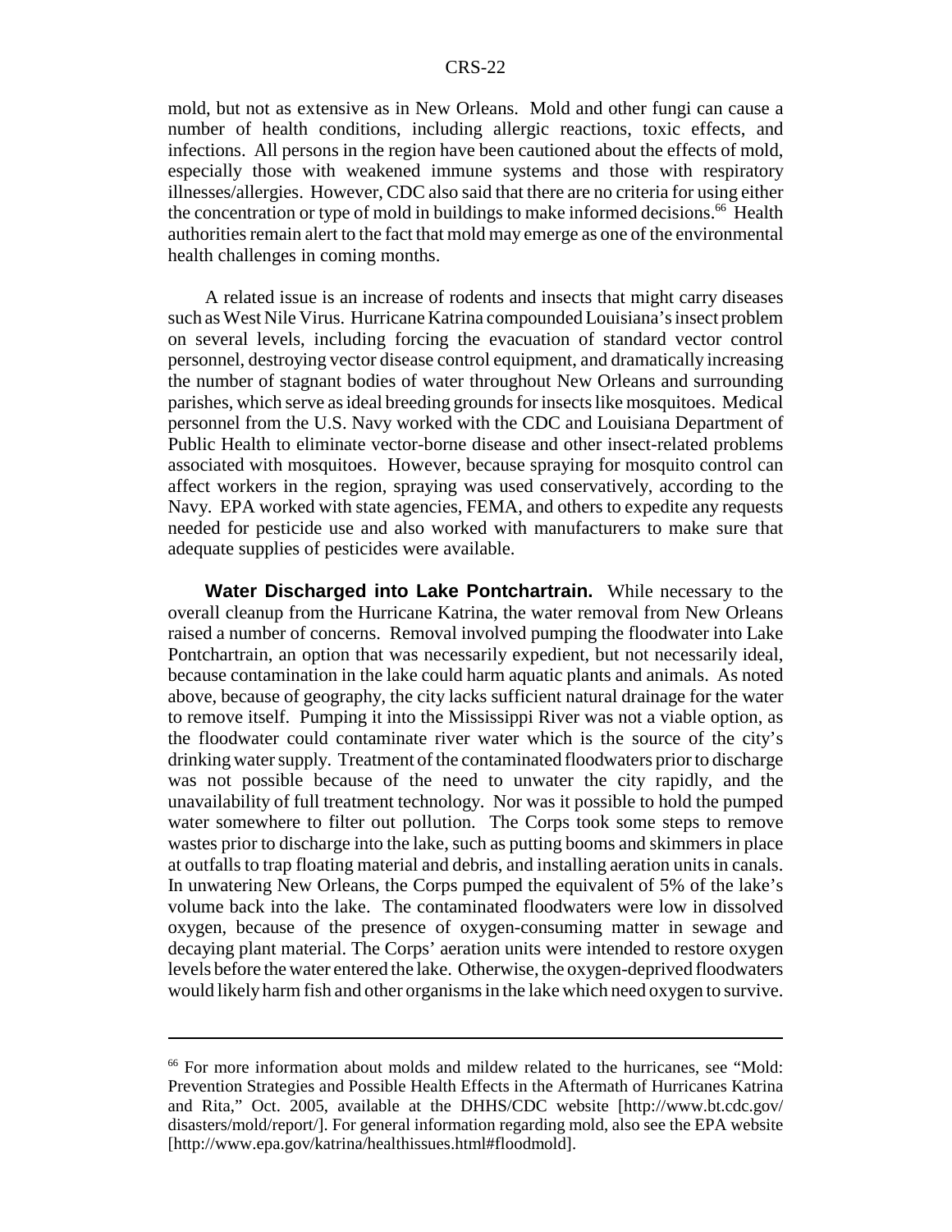mold, but not as extensive as in New Orleans. Mold and other fungi can cause a number of health conditions, including allergic reactions, toxic effects, and infections. All persons in the region have been cautioned about the effects of mold, especially those with weakened immune systems and those with respiratory illnesses/allergies. However, CDC also said that there are no criteria for using either the concentration or type of mold in buildings to make informed decisions.[66] Health authorities remain alert to the fact that mold may emerge as one of the environmental health challenges in coming months.

A related issue is an increase of rodents and insects that might carry diseases such as West Nile Virus. Hurricane Katrina compounded Louisiana's insect problem on several levels, including forcing the evacuation of standard vector control personnel, destroying vector disease control equipment, and dramatically increasing the number of stagnant bodies of water throughout New Orleans and surrounding parishes, which serve as ideal breeding grounds for insects like mosquitoes. Medical personnel from the U.S. Navy worked with the CDC and Louisiana Department of Public Health to eliminate vector-borne disease and other insect-related problems associated with mosquitoes. However, because spraying for mosquito control can affect workers in the region, spraying was used conservatively, according to the Navy. EPA worked with state agencies, FEMA, and others to expedite any requests needed for pesticide use and also worked with manufacturers to make sure that adequate supplies of pesticides were available.

**Water Discharged into Lake Pontchartrain.** While necessary to the overall cleanup from the Hurricane Katrina, the water removal from New Orleans raised a number of concerns. Removal involved pumping the floodwater into Lake Pontchartrain, an option that was necessarily expedient, but not necessarily ideal, because contamination in the lake could harm aquatic plants and animals. As noted above, because of geography, the city lacks sufficient natural drainage for the water to remove itself. Pumping it into the Mississippi River was not a viable option, as the floodwater could contaminate river water which is the source of the city's drinking water supply. Treatment of the contaminated floodwaters prior to discharge was not possible because of the need to unwater the city rapidly, and the unavailability of full treatment technology. Nor was it possible to hold the pumped water somewhere to filter out pollution. The Corps took some steps to remove wastes prior to discharge into the lake, such as putting booms and skimmers in place at outfalls to trap floating material and debris, and installing aeration units in canals. In unwatering New Orleans, the Corps pumped the equivalent of 5% of the lake's volume back into the lake. The contaminated floodwaters were low in dissolved oxygen, because of the presence of oxygen-consuming matter in sewage and decaying plant material. The Corps' aeration units were intended to restore oxygen levels before the water entered the lake. Otherwise, the oxygen-deprived floodwaters would likely harm fish and other organisms in the lake which need oxygen to survive.

---

[66] For more information about molds and mildew related to the hurricanes, see "Mold: Prevention Strategies and Possible Health Effects in the Aftermath of Hurricanes Katrina and Rita," Oct. 2005, available at the DHHS/CDC website [http://www.bt.cdc.gov/disasters/mold/report/]. For general information regarding mold, also see the EPA website [http://www.epa.gov/katrina/healthissues.html#floodmold].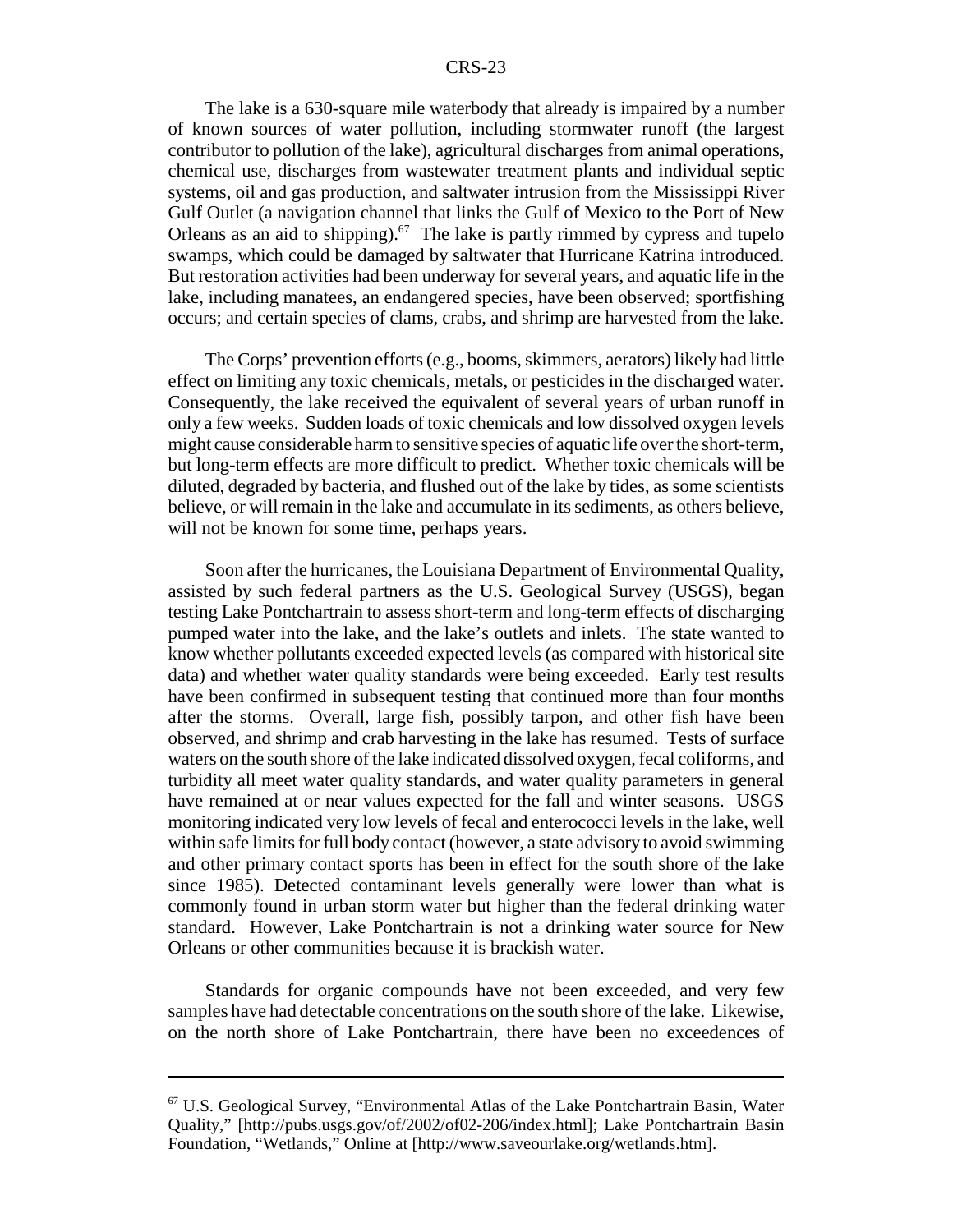The lake is a 630-square mile waterbody that already is impaired by a number of known sources of water pollution, including stormwater runoff (the largest contributor to pollution of the lake), agricultural discharges from animal operations, chemical use, discharges from wastewater treatment plants and individual septic systems, oil and gas production, and saltwater intrusion from the Mississippi River Gulf Outlet (a navigation channel that links the Gulf of Mexico to the Port of New Orleans as an aid to shipping).[67] The lake is partly rimmed by cypress and tupelo swamps, which could be damaged by saltwater that Hurricane Katrina introduced. But restoration activities had been underway for several years, and aquatic life in the lake, including manatees, an endangered species, have been observed; sportfishing occurs; and certain species of clams, crabs, and shrimp are harvested from the lake.

The Corps' prevention efforts (e.g., booms, skimmers, aerators) likely had little effect on limiting any toxic chemicals, metals, or pesticides in the discharged water. Consequently, the lake received the equivalent of several years of urban runoff in only a few weeks. Sudden loads of toxic chemicals and low dissolved oxygen levels might cause considerable harm to sensitive species of aquatic life over the short-term, but long-term effects are more difficult to predict. Whether toxic chemicals will be diluted, degraded by bacteria, and flushed out of the lake by tides, as some scientists believe, or will remain in the lake and accumulate in its sediments, as others believe, will not be known for some time, perhaps years.

Soon after the hurricanes, the Louisiana Department of Environmental Quality, assisted by such federal partners as the U.S. Geological Survey (USGS), began testing Lake Pontchartrain to assess short-term and long-term effects of discharging pumped water into the lake, and the lake's outlets and inlets. The state wanted to know whether pollutants exceeded expected levels (as compared with historical site data) and whether water quality standards were being exceeded. Early test results have been confirmed in subsequent testing that continued more than four months after the storms. Overall, large fish, possibly tarpon, and other fish have been observed, and shrimp and crab harvesting in the lake has resumed. Tests of surface waters on the south shore of the lake indicated dissolved oxygen, fecal coliforms, and turbidity all meet water quality standards, and water quality parameters in general have remained at or near values expected for the fall and winter seasons. USGS monitoring indicated very low levels of fecal and enterococci levels in the lake, well within safe limits for full body contact (however, a state advisory to avoid swimming and other primary contact sports has been in effect for the south shore of the lake since 1985). Detected contaminant levels generally were lower than what is commonly found in urban storm water but higher than the federal drinking water standard. However, Lake Pontchartrain is not a drinking water source for New Orleans or other communities because it is brackish water.

Standards for organic compounds have not been exceeded, and very few samples have had detectable concentrations on the south shore of the lake. Likewise, on the north shore of Lake Pontchartrain, there have been no exceedences of

---

[67] U.S. Geological Survey, "Environmental Atlas of the Lake Pontchartrain Basin, Water Quality," [http://pubs.usgs.gov/of/2002/of02-206/index.html]; Lake Pontchartrain Basin Foundation, "Wetlands," Online at [http://www.saveourlake.org/wetlands.htm].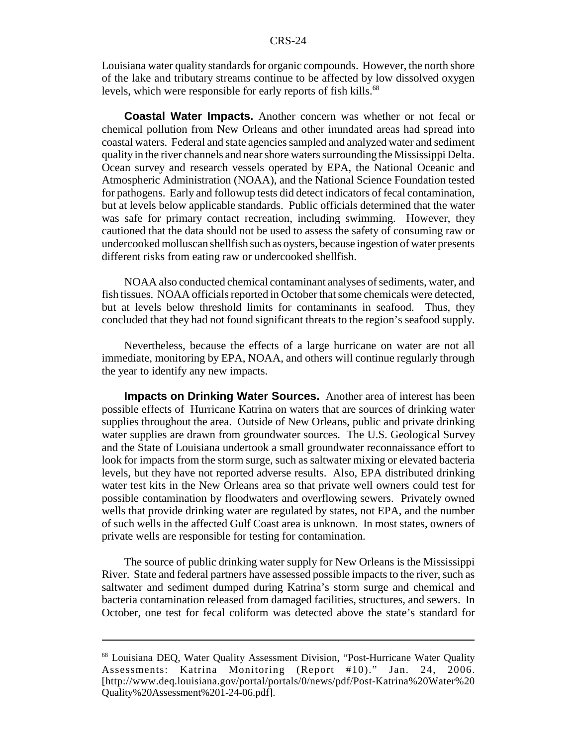Louisiana water quality standards for organic compounds. However, the north shore of the lake and tributary streams continue to be affected by low dissolved oxygen levels, which were responsible for early reports of fish kills.[68]

**Coastal Water Impacts.** Another concern was whether or not fecal or chemical pollution from New Orleans and other inundated areas had spread into coastal waters. Federal and state agencies sampled and analyzed water and sediment quality in the river channels and near shore waters surrounding the Mississippi Delta. Ocean survey and research vessels operated by EPA, the National Oceanic and Atmospheric Administration (NOAA), and the National Science Foundation tested for pathogens. Early and followup tests did detect indicators of fecal contamination, but at levels below applicable standards. Public officials determined that the water was safe for primary contact recreation, including swimming. However, they cautioned that the data should not be used to assess the safety of consuming raw or undercooked molluscan shellfish such as oysters, because ingestion of water presents different risks from eating raw or undercooked shellfish.

NOAA also conducted chemical contaminant analyses of sediments, water, and fish tissues. NOAA officials reported in October that some chemicals were detected, but at levels below threshold limits for contaminants in seafood. Thus, they concluded that they had not found significant threats to the region's seafood supply.

Nevertheless, because the effects of a large hurricane on water are not all immediate, monitoring by EPA, NOAA, and others will continue regularly through the year to identify any new impacts.

**Impacts on Drinking Water Sources.** Another area of interest has been possible effects of Hurricane Katrina on waters that are sources of drinking water supplies throughout the area. Outside of New Orleans, public and private drinking water supplies are drawn from groundwater sources. The U.S. Geological Survey and the State of Louisiana undertook a small groundwater reconnaissance effort to look for impacts from the storm surge, such as saltwater mixing or elevated bacteria levels, but they have not reported adverse results. Also, EPA distributed drinking water test kits in the New Orleans area so that private well owners could test for possible contamination by floodwaters and overflowing sewers. Privately owned wells that provide drinking water are regulated by states, not EPA, and the number of such wells in the affected Gulf Coast area is unknown. In most states, owners of private wells are responsible for testing for contamination.

The source of public drinking water supply for New Orleans is the Mississippi River. State and federal partners have assessed possible impacts to the river, such as saltwater and sediment dumped during Katrina's storm surge and chemical and bacteria contamination released from damaged facilities, structures, and sewers. In October, one test for fecal coliform was detected above the state's standard for

---

[68] Louisiana DEQ, Water Quality Assessment Division, "Post-Hurricane Water Quality Assessments: Katrina Monitoring (Report #10)." Jan. 24, 2006. [http://www.deq.louisiana.gov/portal/portals/0/news/pdf/Post-Katrina%20Water%20Quality%20Assessment%201-24-06.pdf].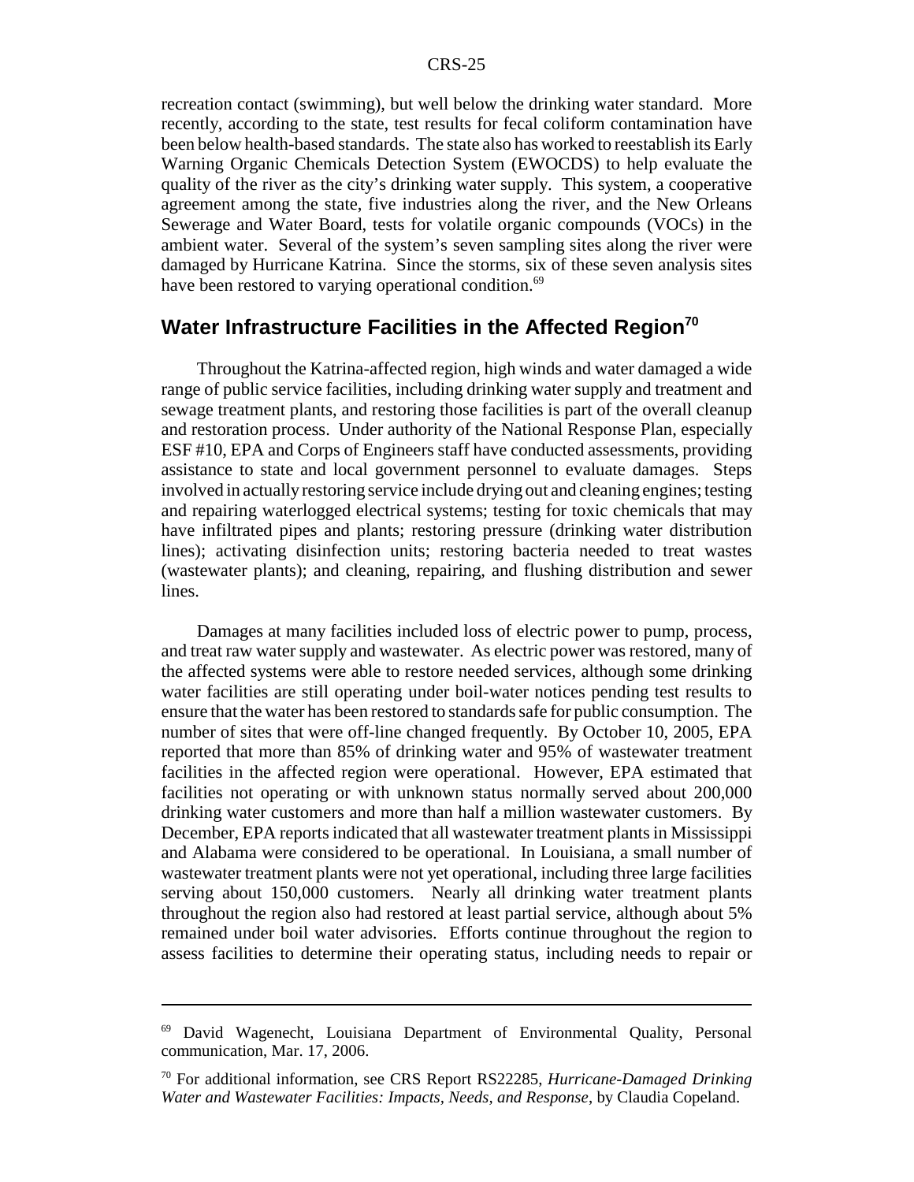recreation contact (swimming), but well below the drinking water standard. More recently, according to the state, test results for fecal coliform contamination have been below health-based standards. The state also has worked to reestablish its Early Warning Organic Chemicals Detection System (EWOCDS) to help evaluate the quality of the river as the city's drinking water supply. This system, a cooperative agreement among the state, five industries along the river, and the New Orleans Sewerage and Water Board, tests for volatile organic compounds (VOCs) in the ambient water. Several of the system's seven sampling sites along the river were damaged by Hurricane Katrina. Since the storms, six of these seven analysis sites have been restored to varying operational condition.[69]

## Water Infrastructure Facilities in the Affected Region[70]

Throughout the Katrina-affected region, high winds and water damaged a wide range of public service facilities, including drinking water supply and treatment and sewage treatment plants, and restoring those facilities is part of the overall cleanup and restoration process. Under authority of the National Response Plan, especially ESF #10, EPA and Corps of Engineers staff have conducted assessments, providing assistance to state and local government personnel to evaluate damages. Steps involved in actually restoring service include drying out and cleaning engines; testing and repairing waterlogged electrical systems; testing for toxic chemicals that may have infiltrated pipes and plants; restoring pressure (drinking water distribution lines); activating disinfection units; restoring bacteria needed to treat wastes (wastewater plants); and cleaning, repairing, and flushing distribution and sewer lines.

Damages at many facilities included loss of electric power to pump, process, and treat raw water supply and wastewater. As electric power was restored, many of the affected systems were able to restore needed services, although some drinking water facilities are still operating under boil-water notices pending test results to ensure that the water has been restored to standards safe for public consumption. The number of sites that were off-line changed frequently. By October 10, 2005, EPA reported that more than 85% of drinking water and 95% of wastewater treatment facilities in the affected region were operational. However, EPA estimated that facilities not operating or with unknown status normally served about 200,000 drinking water customers and more than half a million wastewater customers. By December, EPA reports indicated that all wastewater treatment plants in Mississippi and Alabama were considered to be operational. In Louisiana, a small number of wastewater treatment plants were not yet operational, including three large facilities serving about 150,000 customers. Nearly all drinking water treatment plants throughout the region also had restored at least partial service, although about 5% remained under boil water advisories. Efforts continue throughout the region to assess facilities to determine their operating status, including needs to repair or

---

[69] David Wagenecht, Louisiana Department of Environmental Quality, Personal communication, Mar. 17, 2006.

[70] For additional information, see CRS Report RS22285, *Hurricane-Damaged Drinking Water and Wastewater Facilities: Impacts, Needs, and Response*, by Claudia Copeland.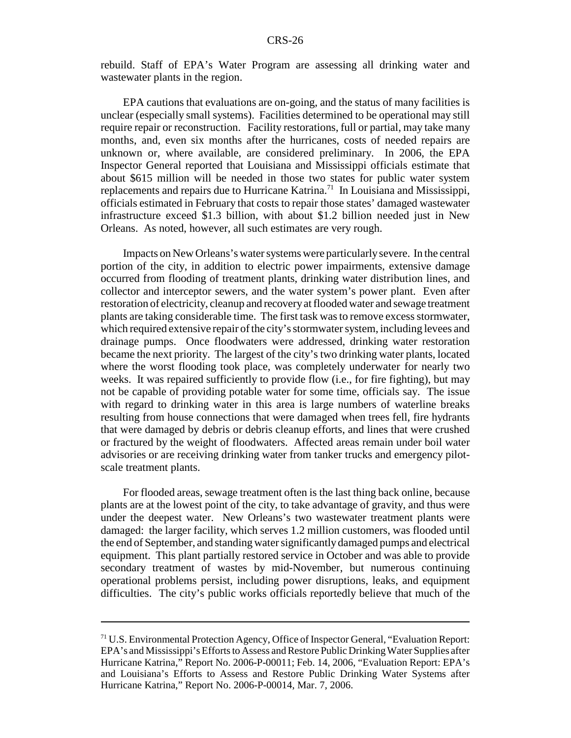rebuild. Staff of EPA's Water Program are assessing all drinking water and wastewater plants in the region.

EPA cautions that evaluations are on-going, and the status of many facilities is unclear (especially small systems). Facilities determined to be operational may still require repair or reconstruction. Facility restorations, full or partial, may take many months, and, even six months after the hurricanes, costs of needed repairs are unknown or, where available, are considered preliminary. In 2006, the EPA Inspector General reported that Louisiana and Mississippi officials estimate that about $615 million will be needed in those two states for public water system replacements and repairs due to Hurricane Katrina.[71] In Louisiana and Mississippi, officials estimated in February that costs to repair those states' damaged wastewater infrastructure exceed $1.3 billion, with about $1.2 billion needed just in New Orleans. As noted, however, all such estimates are very rough.

Impacts on New Orleans's water systems were particularly severe. In the central portion of the city, in addition to electric power impairments, extensive damage occurred from flooding of treatment plants, drinking water distribution lines, and collector and interceptor sewers, and the water system's power plant. Even after restoration of electricity, cleanup and recovery at flooded water and sewage treatment plants are taking considerable time. The first task was to remove excess stormwater, which required extensive repair of the city's stormwater system, including levees and drainage pumps. Once floodwaters were addressed, drinking water restoration became the next priority. The largest of the city's two drinking water plants, located where the worst flooding took place, was completely underwater for nearly two weeks. It was repaired sufficiently to provide flow (i.e., for fire fighting), but may not be capable of providing potable water for some time, officials say. The issue with regard to drinking water in this area is large numbers of waterline breaks resulting from house connections that were damaged when trees fell, fire hydrants that were damaged by debris or debris cleanup efforts, and lines that were crushed or fractured by the weight of floodwaters. Affected areas remain under boil water advisories or are receiving drinking water from tanker trucks and emergency pilot-scale treatment plants.

For flooded areas, sewage treatment often is the last thing back online, because plants are at the lowest point of the city, to take advantage of gravity, and thus were under the deepest water. New Orleans's two wastewater treatment plants were damaged: the larger facility, which serves 1.2 million customers, was flooded until the end of September, and standing water significantly damaged pumps and electrical equipment. This plant partially restored service in October and was able to provide secondary treatment of wastes by mid-November, but numerous continuing operational problems persist, including power disruptions, leaks, and equipment difficulties. The city's public works officials reportedly believe that much of the

---

[71] U.S. Environmental Protection Agency, Office of Inspector General, "Evaluation Report: EPA's and Mississippi's Efforts to Assess and Restore Public Drinking Water Supplies after Hurricane Katrina," Report No. 2006-P-00011; Feb. 14, 2006, "Evaluation Report: EPA's and Louisiana's Efforts to Assess and Restore Public Drinking Water Systems after Hurricane Katrina," Report No. 2006-P-00014, Mar. 7, 2006.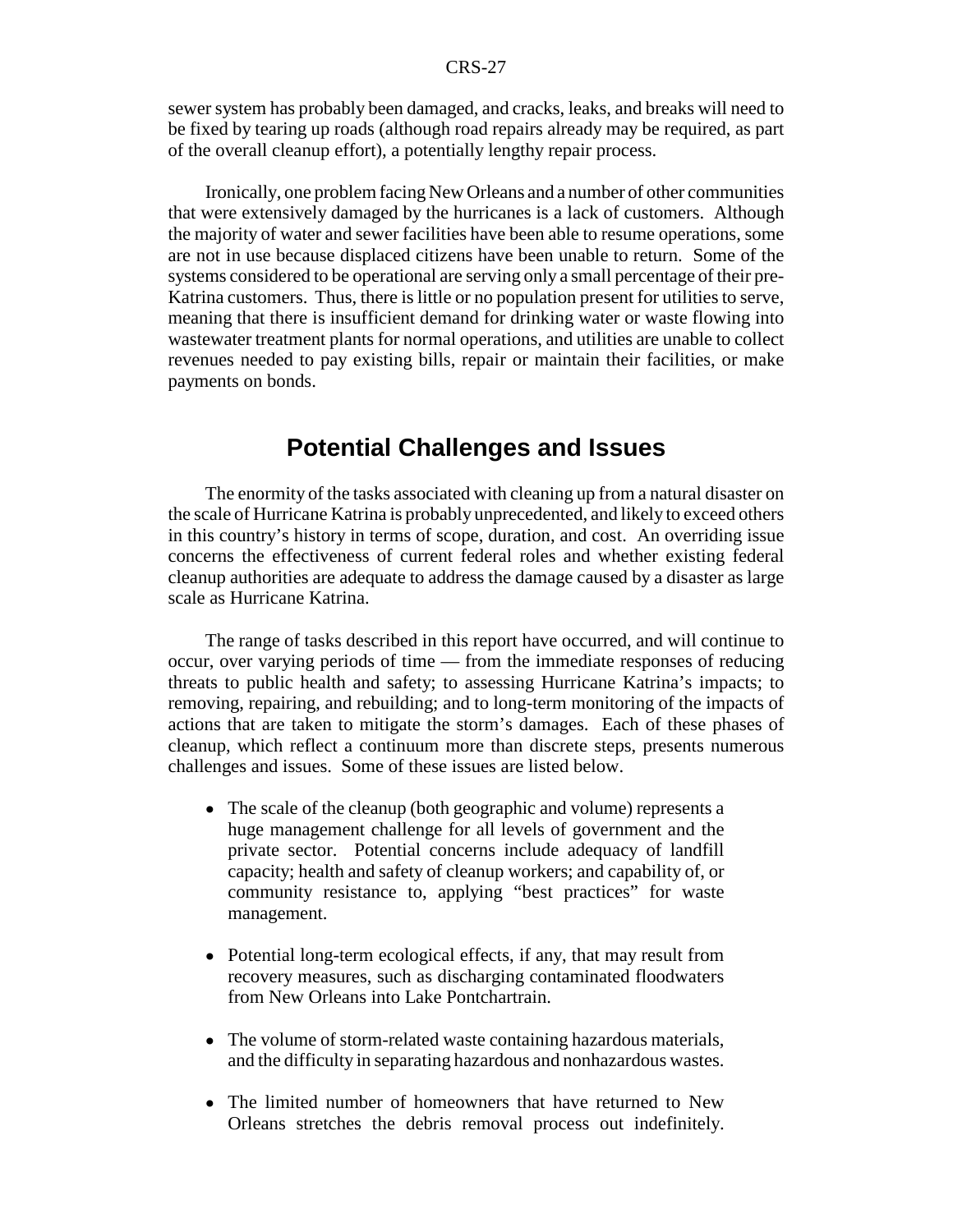sewer system has probably been damaged, and cracks, leaks, and breaks will need to be fixed by tearing up roads (although road repairs already may be required, as part of the overall cleanup effort), a potentially lengthy repair process.

Ironically, one problem facing New Orleans and a number of other communities that were extensively damaged by the hurricanes is a lack of customers. Although the majority of water and sewer facilities have been able to resume operations, some are not in use because displaced citizens have been unable to return. Some of the systems considered to be operational are serving only a small percentage of their pre-Katrina customers. Thus, there is little or no population present for utilities to serve, meaning that there is insufficient demand for drinking water or waste flowing into wastewater treatment plants for normal operations, and utilities are unable to collect revenues needed to pay existing bills, repair or maintain their facilities, or make payments on bonds.

## Potential Challenges and Issues

The enormity of the tasks associated with cleaning up from a natural disaster on the scale of Hurricane Katrina is probably unprecedented, and likely to exceed others in this country's history in terms of scope, duration, and cost. An overriding issue concerns the effectiveness of current federal roles and whether existing federal cleanup authorities are adequate to address the damage caused by a disaster as large scale as Hurricane Katrina.

The range of tasks described in this report have occurred, and will continue to occur, over varying periods of time — from the immediate responses of reducing threats to public health and safety; to assessing Hurricane Katrina's impacts; to removing, repairing, and rebuilding; and to long-term monitoring of the impacts of actions that are taken to mitigate the storm's damages. Each of these phases of cleanup, which reflect a continuum more than discrete steps, presents numerous challenges and issues. Some of these issues are listed below.

- The scale of the cleanup (both geographic and volume) represents a huge management challenge for all levels of government and the private sector. Potential concerns include adequacy of landfill capacity; health and safety of cleanup workers; and capability of, or community resistance to, applying "best practices" for waste management.

- Potential long-term ecological effects, if any, that may result from recovery measures, such as discharging contaminated floodwaters from New Orleans into Lake Pontchartrain.

- The volume of storm-related waste containing hazardous materials, and the difficulty in separating hazardous and nonhazardous wastes.

- The limited number of homeowners that have returned to New Orleans stretches the debris removal process out indefinitely.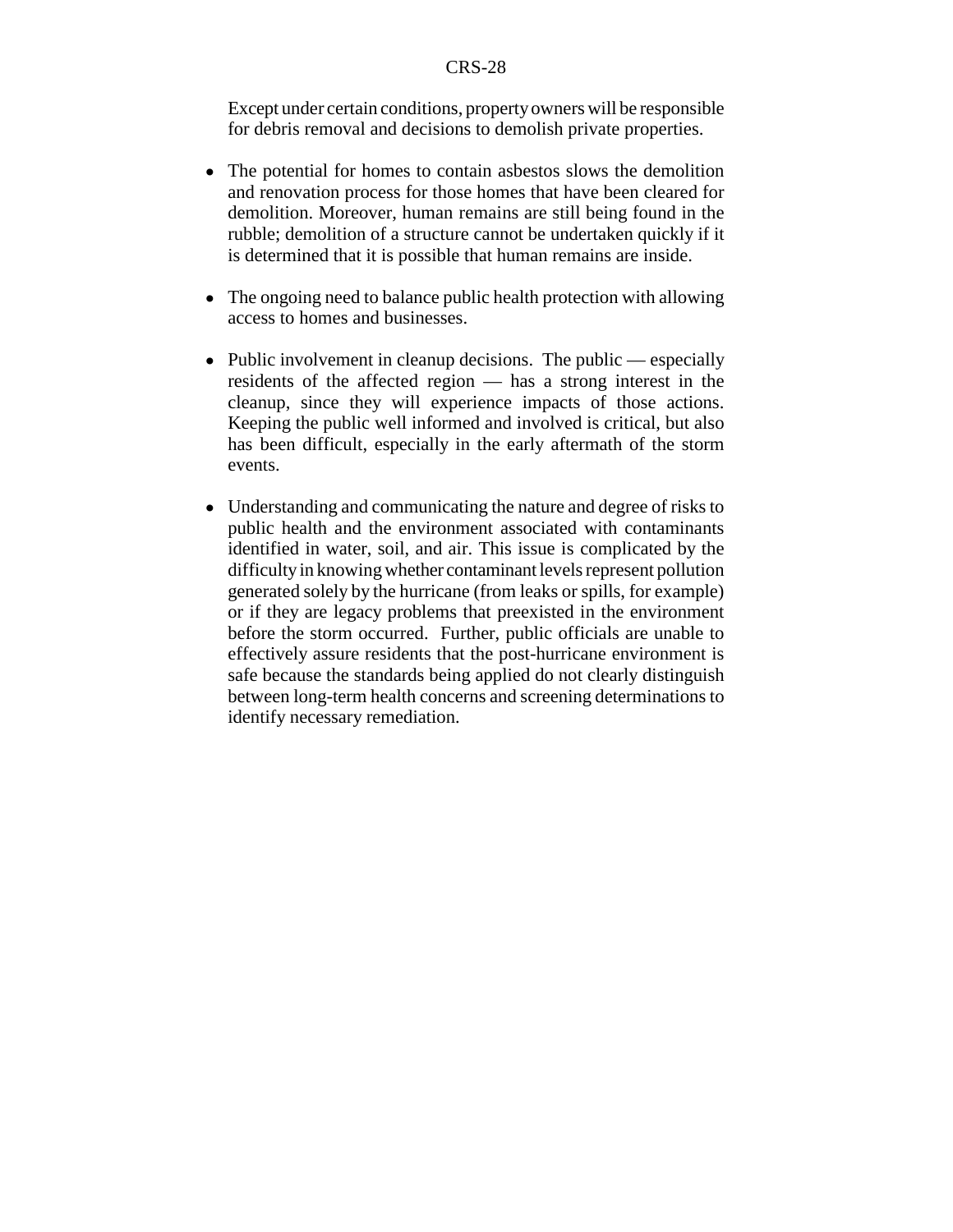Except under certain conditions, property owners will be responsible for debris removal and decisions to demolish private properties.

- The potential for homes to contain asbestos slows the demolition and renovation process for those homes that have been cleared for demolition. Moreover, human remains are still being found in the rubble; demolition of a structure cannot be undertaken quickly if it is determined that it is possible that human remains are inside.

- The ongoing need to balance public health protection with allowing access to homes and businesses.

- Public involvement in cleanup decisions. The public — especially residents of the affected region — has a strong interest in the cleanup, since they will experience impacts of those actions. Keeping the public well informed and involved is critical, but also has been difficult, especially in the early aftermath of the storm events.

- Understanding and communicating the nature and degree of risks to public health and the environment associated with contaminants identified in water, soil, and air. This issue is complicated by the difficulty in knowing whether contaminant levels represent pollution generated solely by the hurricane (from leaks or spills, for example) or if they are legacy problems that preexisted in the environment before the storm occurred. Further, public officials are unable to effectively assure residents that the post-hurricane environment is safe because the standards being applied do not clearly distinguish between long-term health concerns and screening determinations to identify necessary remediation.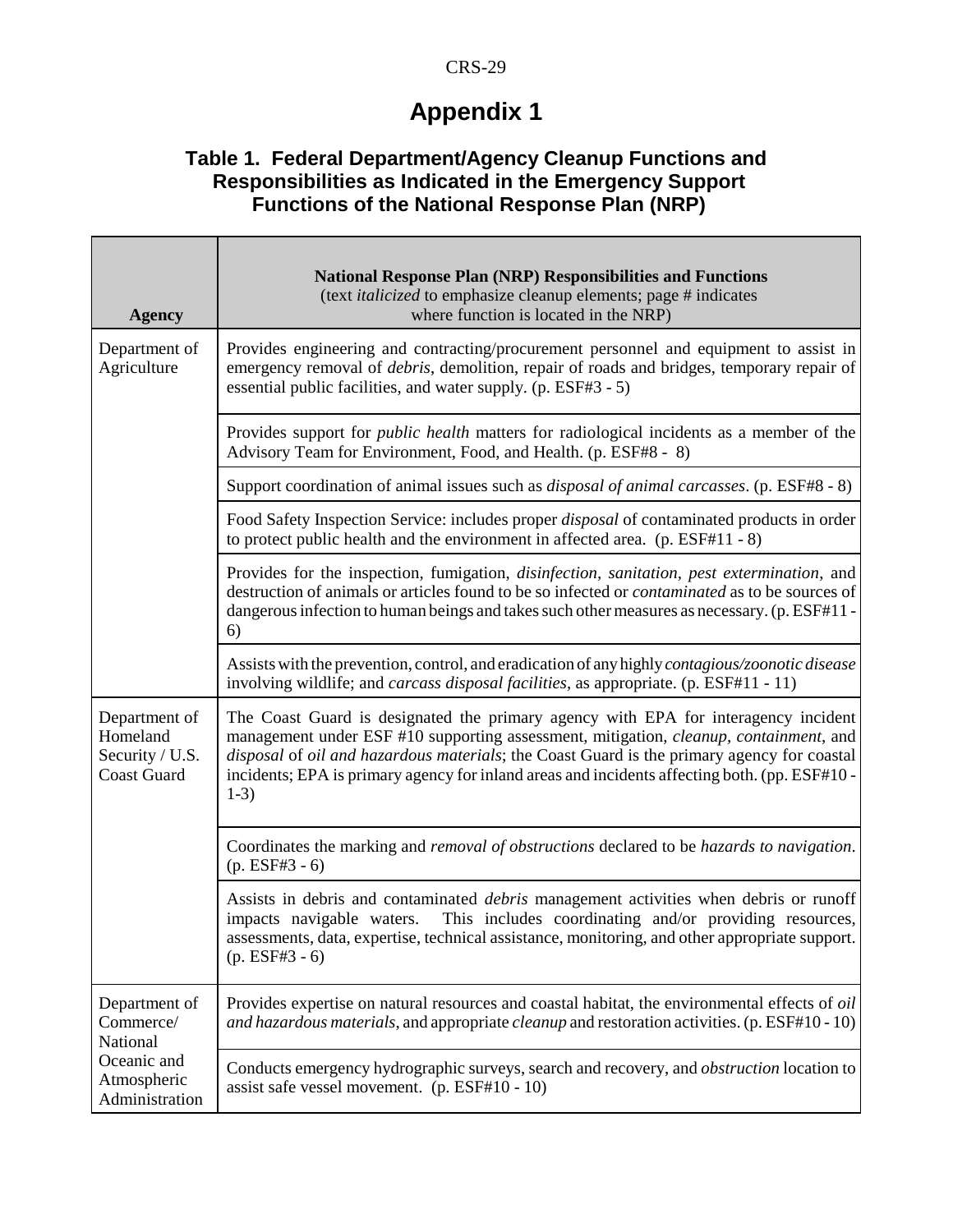# Appendix 1

## Table 1. Federal Department/Agency Cleanup Functions and Responsibilities as Indicated in the Emergency Support Functions of the National Response Plan (NRP)

| Agency | **National Response Plan (NRP) Responsibilities and Functions** (text *italicized* to emphasize cleanup elements; page # indicates where function is located in the NRP) |
|---|---|
| Department of Agriculture | Provides engineering and contracting/procurement personnel and equipment to assist in emergency removal of *debris*, demolition, repair of roads and bridges, temporary repair of essential public facilities, and water supply. (p. ESF#3 - 5) |
| | Provides support for *public health* matters for radiological incidents as a member of the Advisory Team for Environment, Food, and Health. (p. ESF#8 - 8) |
| | Support coordination of animal issues such as *disposal of animal carcasses*. (p. ESF#8 - 8) |
| | Food Safety Inspection Service: includes proper *disposal* of contaminated products in order to protect public health and the environment in affected area. (p. ESF#11 - 8) |
| | Provides for the inspection, fumigation, *disinfection*, *sanitation*, *pest extermination*, and destruction of animals or articles found to be so infected or *contaminated* as to be sources of dangerous infection to human beings and takes such other measures as necessary. (p. ESF#11 - 6) |
| | Assists with the prevention, control, and eradication of any highly *contagious/zoonotic disease* involving wildlife; and *carcass disposal facilities*, as appropriate. (p. ESF#11 - 11) |
| Department of Homeland Security / U.S. Coast Guard | The Coast Guard is designated the primary agency with EPA for interagency incident management under ESF #10 supporting assessment, mitigation, *cleanup*, *containment*, and *disposal* of *oil and hazardous materials*; the Coast Guard is the primary agency for coastal incidents; EPA is primary agency for inland areas and incidents affecting both. (pp. ESF#10 - 1-3) |
| | Coordinates the marking and *removal of obstructions* declared to be *hazards to navigation*. (p. ESF#3 - 6) |
| | Assists in debris and contaminated *debris* management activities when debris or runoff impacts navigable waters. This includes coordinating and/or providing resources, assessments, data, expertise, technical assistance, monitoring, and other appropriate support. (p. ESF#3 - 6) |
| Department of Commerce/ National Oceanic and Atmospheric Administration | Provides expertise on natural resources and coastal habitat, the environmental effects of *oil and hazardous materials*, and appropriate *cleanup* and restoration activities. (p. ESF#10 - 10) |
| | Conducts emergency hydrographic surveys, search and recovery, and *obstruction* location to assist safe vessel movement. (p. ESF#10 - 10) |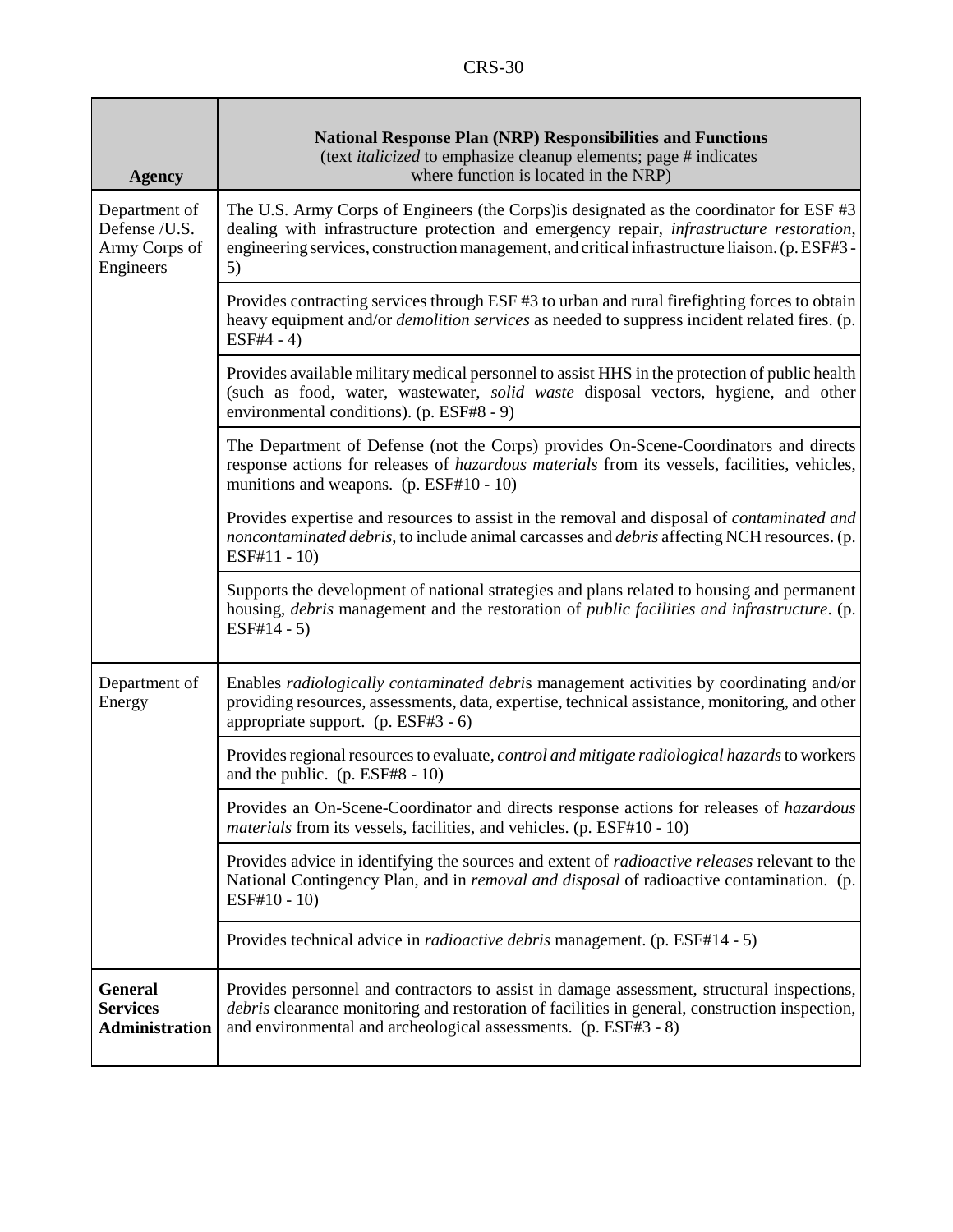| Agency | **National Response Plan (NRP) Responsibilities and Functions** (text *italicized* to emphasize cleanup elements; page # indicates where function is located in the NRP) |
|---|---|
| Department of Defense /U.S. Army Corps of Engineers | The U.S. Army Corps of Engineers (the Corps)is designated as the coordinator for ESF #3 dealing with infrastructure protection and emergency repair, *infrastructure restoration*, engineering services, construction management, and critical infrastructure liaison. (p. ESF#3 - 5) |
| | Provides contracting services through ESF #3 to urban and rural firefighting forces to obtain heavy equipment and/or *demolition services* as needed to suppress incident related fires. (p. ESF#4 - 4) |
| | Provides available military medical personnel to assist HHS in the protection of public health (such as food, water, wastewater, *solid waste* disposal vectors, hygiene, and other environmental conditions). (p. ESF#8 - 9) |
| | The Department of Defense (not the Corps) provides On-Scene-Coordinators and directs response actions for releases of *hazardous materials* from its vessels, facilities, vehicles, munitions and weapons. (p. ESF#10 - 10) |
| | Provides expertise and resources to assist in the removal and disposal of *contaminated and noncontaminated debris*, to include animal carcasses and *debris* affecting NCH resources. (p. ESF#11 - 10) |
| | Supports the development of national strategies and plans related to housing and permanent housing, *debris* management and the restoration of *public facilities and infrastructure*. (p. ESF#14 - 5) |
| Department of Energy | Enables *radiologically contaminated debris* management activities by coordinating and/or providing resources, assessments, data, expertise, technical assistance, monitoring, and other appropriate support. (p. ESF#3 - 6) |
| | Provides regional resources to evaluate, *control and mitigate radiological hazards* to workers and the public. (p. ESF#8 - 10) |
| | Provides an On-Scene-Coordinator and directs response actions for releases of *hazardous materials* from its vessels, facilities, and vehicles. (p. ESF#10 - 10) |
| | Provides advice in identifying the sources and extent of *radioactive releases* relevant to the National Contingency Plan, and in *removal and disposal* of radioactive contamination. (p. ESF#10 - 10) |
| | Provides technical advice in *radioactive debris* management. (p. ESF#14 - 5) |
| **General Services Administration** | Provides personnel and contractors to assist in damage assessment, structural inspections, *debris* clearance monitoring and restoration of facilities in general, construction inspection, and environmental and archeological assessments. (p. ESF#3 - 8) |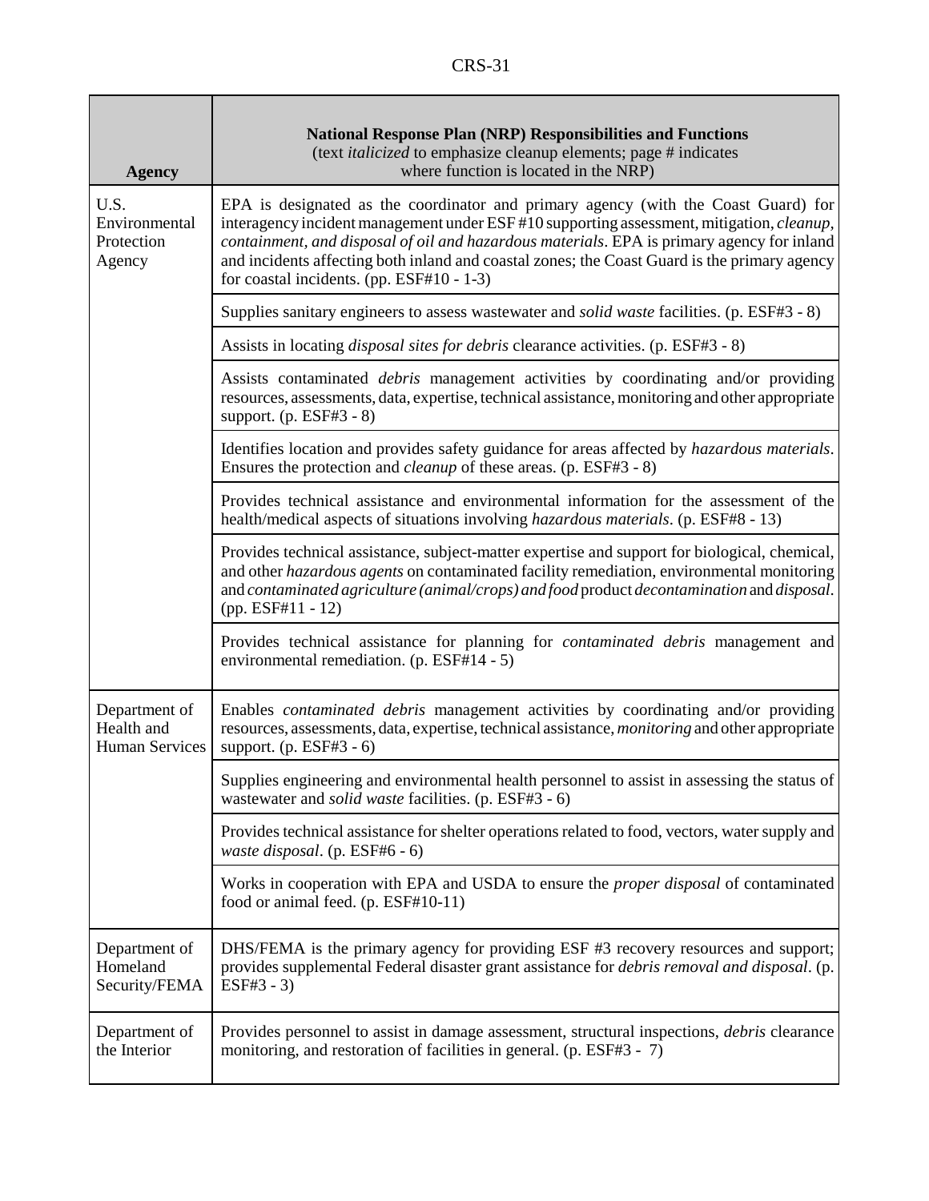| Agency | **National Response Plan (NRP) Responsibilities and Functions** (text *italicized* to emphasize cleanup elements; page # indicates where function is located in the NRP) |
|---|---|
| U.S. Environmental Protection Agency | EPA is designated as the coordinator and primary agency (with the Coast Guard) for interagency incident management under ESF #10 supporting assessment, mitigation, *cleanup, containment, and disposal of oil and hazardous materials*. EPA is primary agency for inland and incidents affecting both inland and coastal zones; the Coast Guard is the primary agency for coastal incidents. (pp. ESF#10 - 1-3) |
| | Supplies sanitary engineers to assess wastewater and *solid waste* facilities. (p. ESF#3 - 8) |
| | Assists in locating *disposal sites for debris* clearance activities. (p. ESF#3 - 8) |
| | Assists contaminated *debris* management activities by coordinating and/or providing resources, assessments, data, expertise, technical assistance, monitoring and other appropriate support. (p. ESF#3 - 8) |
| | Identifies location and provides safety guidance for areas affected by *hazardous materials*. Ensures the protection and *cleanup* of these areas. (p. ESF#3 - 8) |
| | Provides technical assistance and environmental information for the assessment of the health/medical aspects of situations involving *hazardous materials*. (p. ESF#8 - 13) |
| | Provides technical assistance, subject-matter expertise and support for biological, chemical, and other *hazardous agents* on contaminated facility remediation, environmental monitoring and *contaminated agriculture (animal/crops) and food* product *decontamination* and *disposal*. (pp. ESF#11 - 12) |
| | Provides technical assistance for planning for *contaminated debris* management and environmental remediation. (p. ESF#14 - 5) |
| Department of Health and Human Services | Enables *contaminated debris* management activities by coordinating and/or providing resources, assessments, data, expertise, technical assistance, *monitoring* and other appropriate support. (p. ESF#3 - 6) |
| | Supplies engineering and environmental health personnel to assist in assessing the status of wastewater and *solid waste* facilities. (p. ESF#3 - 6) |
| | Provides technical assistance for shelter operations related to food, vectors, water supply and *waste disposal*. (p. ESF#6 - 6) |
| | Works in cooperation with EPA and USDA to ensure the *proper disposal* of contaminated food or animal feed. (p. ESF#10-11) |
| Department of Homeland Security/FEMA | DHS/FEMA is the primary agency for providing ESF #3 recovery resources and support; provides supplemental Federal disaster grant assistance for *debris removal and disposal*. (p. ESF#3 - 3) |
| Department of the Interior | Provides personnel to assist in damage assessment, structural inspections, *debris* clearance monitoring, and restoration of facilities in general. (p. ESF#3 - 7) |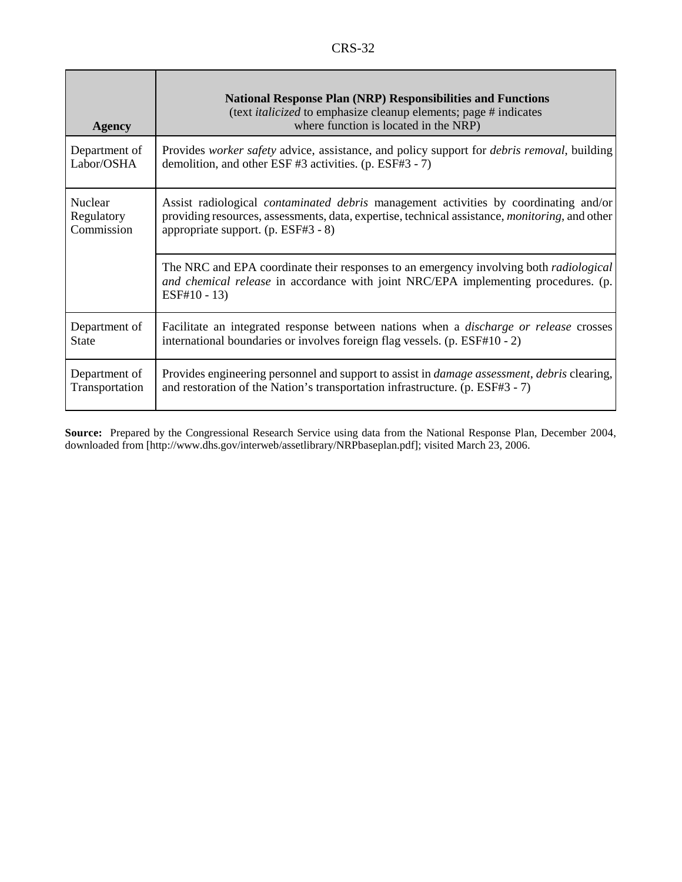| Agency | **National Response Plan (NRP) Responsibilities and Functions** (text *italicized* to emphasize cleanup elements; page # indicates where function is located in the NRP) |
| --- | --- |
| Department of Labor/OSHA | Provides *worker safety* advice, assistance, and policy support for *debris removal*, building demolition, and other ESF #3 activities. (p. ESF#3 - 7) |
| Nuclear Regulatory Commission | Assist radiological *contaminated debris* management activities by coordinating and/or providing resources, assessments, data, expertise, technical assistance, *monitoring*, and other appropriate support. (p. ESF#3 - 8) |
| | The NRC and EPA coordinate their responses to an emergency involving both *radiological and chemical release* in accordance with joint NRC/EPA implementing procedures. (p. ESF#10 - 13) |
| Department of State | Facilitate an integrated response between nations when a *discharge or release* crosses international boundaries or involves foreign flag vessels. (p. ESF#10 - 2) |
| Department of Transportation | Provides engineering personnel and support to assist in *damage assessment*, *debris* clearing, and restoration of the Nation's transportation infrastructure. (p. ESF#3 - 7) |

**Source:** Prepared by the Congressional Research Service using data from the National Response Plan, December 2004, downloaded from [http://www.dhs.gov/interweb/assetlibrary/NRPbaseplan.pdf]; visited March 23, 2006.